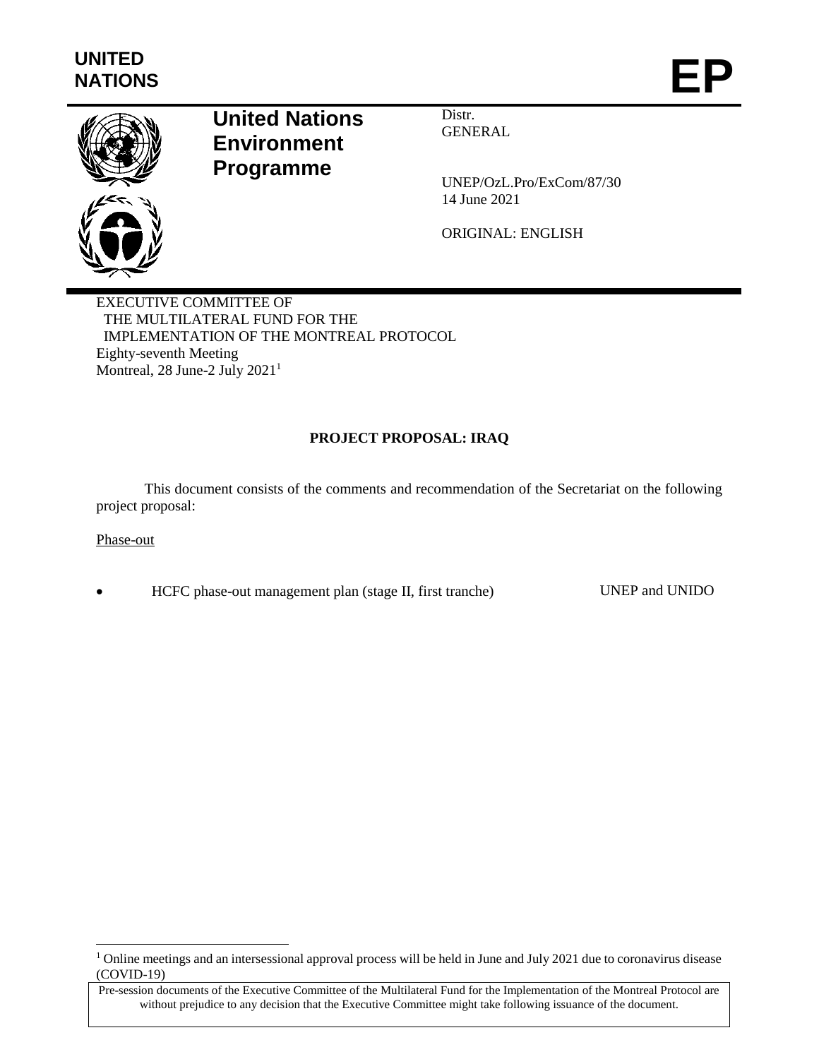UNITED NATIONS

# EP

**United Nations Environment Programme**

Distr.
GENERAL

UNEP/OzL.Pro/ExCom/87/30
14 June 2021

ORIGINAL: ENGLISH

EXECUTIVE COMMITTEE OF
THE MULTILATERAL FUND FOR THE
IMPLEMENTATION OF THE MONTREAL PROTOCOL
Eighty-seventh Meeting
Montreal, 28 June-2 July 2021[1]

## PROJECT PROPOSAL: IRAQ

This document consists of the comments and recommendation of the Secretariat on the following project proposal:

Phase-out

- HCFC phase-out management plan (stage II, first tranche) UNEP and UNIDO

[1] Online meetings and an intersessional approval process will be held in June and July 2021 due to coronavirus disease (COVID-19)

Pre-session documents of the Executive Committee of the Multilateral Fund for the Implementation of the Montreal Protocol are without prejudice to any decision that the Executive Committee might take following issuance of the document.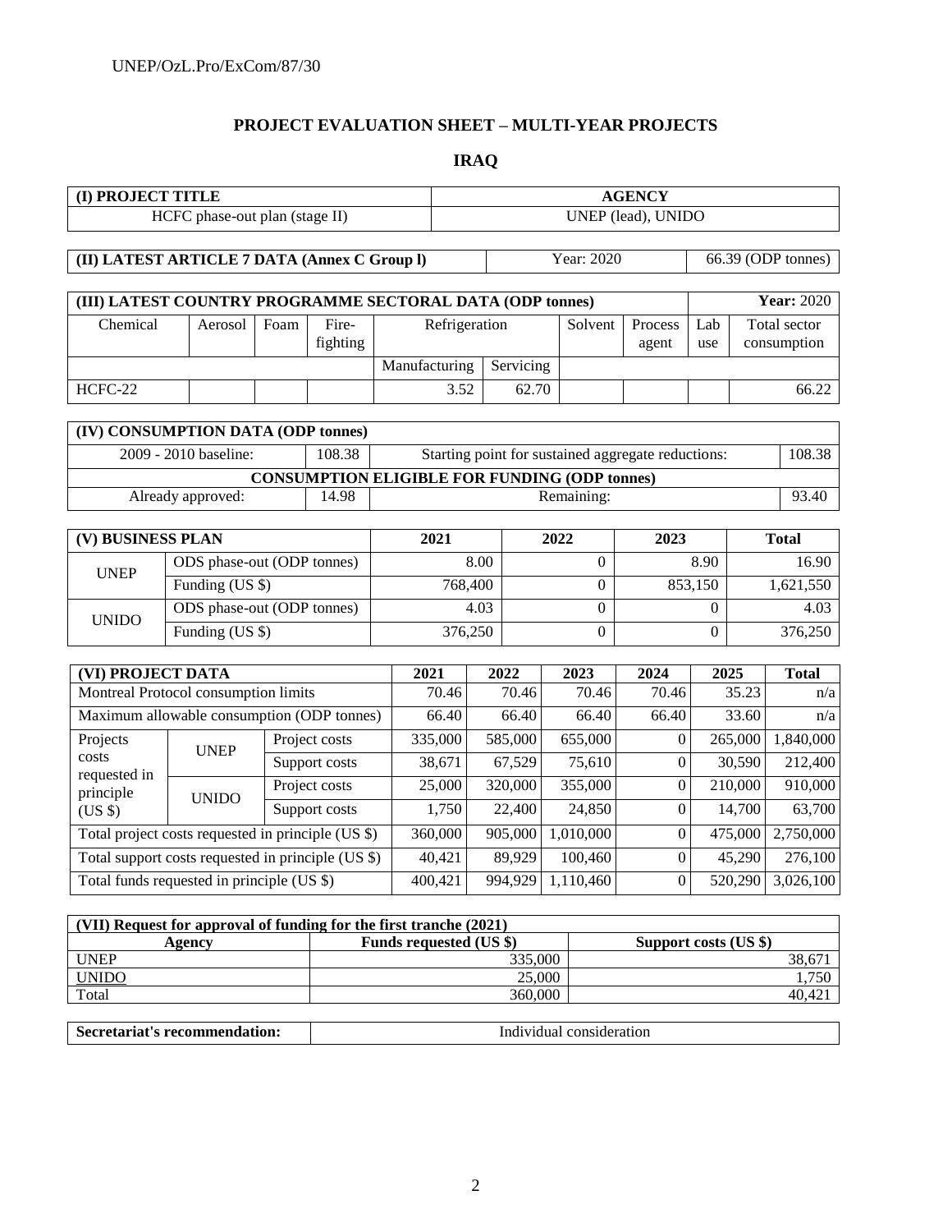## PROJECT EVALUATION SHEET – MULTI-YEAR PROJECTS

## IRAQ

| (I) PROJECT TITLE | AGENCY |
|---|---|
| HCFC phase-out plan (stage II) | UNEP (lead), UNIDO |

| (II) LATEST ARTICLE 7 DATA (Annex C Group l) | Year: 2020 | 66.39 (ODP tonnes) |
|---|---|---|

| (III) LATEST COUNTRY PROGRAMME SECTORAL DATA (ODP tonnes) | | | | | | | | | | Year: 2020 |
|---|---|---|---|---|---|---|---|---|---|---|
| Chemical | Aerosol | Foam | Fire-fighting | Refrigeration | | Solvent | Process agent | Lab use | Total sector consumption |
| | | | | Manufacturing | Servicing | | | | |
| HCFC-22 | | | | 3.52 | 62.70 | | | | 66.22 |

| (IV) CONSUMPTION DATA (ODP tonnes) | | | |
|---|---|---|---|
| 2009 - 2010 baseline: | 108.38 | Starting point for sustained aggregate reductions: | 108.38 |
| **CONSUMPTION ELIGIBLE FOR FUNDING (ODP tonnes)** | | | |
| Already approved: | 14.98 | Remaining: | 93.40 |

| (V) BUSINESS PLAN | | 2021 | 2022 | 2023 | Total |
|---|---|---|---|---|---|
| UNEP | ODS phase-out (ODP tonnes) | 8.00 | 0 | 8.90 | 16.90 |
| | Funding (US $) | 768,400 | 0 | 853,150 | 1,621,550 |
| UNIDO | ODS phase-out (ODP tonnes) | 4.03 | 0 | 0 | 4.03 |
| | Funding (US $) | 376,250 | 0 | 0 | 376,250 |

| (VI) PROJECT DATA | | | 2021 | 2022 | 2023 | 2024 | 2025 | Total |
|---|---|---|---|---|---|---|---|---|
| Montreal Protocol consumption limits | | | 70.46 | 70.46 | 70.46 | 70.46 | 35.23 | n/a |
| Maximum allowable consumption (ODP tonnes) | | | 66.40 | 66.40 | 66.40 | 66.40 | 33.60 | n/a |
| Projects costs requested in principle (US $) | UNEP | Project costs | 335,000 | 585,000 | 655,000 | 0 | 265,000 | 1,840,000 |
| | | Support costs | 38,671 | 67,529 | 75,610 | 0 | 30,590 | 212,400 |
| | UNIDO | Project costs | 25,000 | 320,000 | 355,000 | 0 | 210,000 | 910,000 |
| | | Support costs | 1,750 | 22,400 | 24,850 | 0 | 14,700 | 63,700 |
| Total project costs requested in principle (US $) | | | 360,000 | 905,000 | 1,010,000 | 0 | 475,000 | 2,750,000 |
| Total support costs requested in principle (US $) | | | 40,421 | 89,929 | 100,460 | 0 | 45,290 | 276,100 |
| Total funds requested in principle (US $) | | | 400,421 | 994,929 | 1,110,460 | 0 | 520,290 | 3,026,100 |

| (VII) Request for approval of funding for the first tranche (2021) | | |
|---|---|---|
| **Agency** | **Funds requested (US $)** | **Support costs (US $)** |
| UNEP | 335,000 | 38,671 |
| UNIDO | 25,000 | 1,750 |
| Total | 360,000 | 40,421 |

| Secretariat's recommendation: | Individual consideration |
|---|---|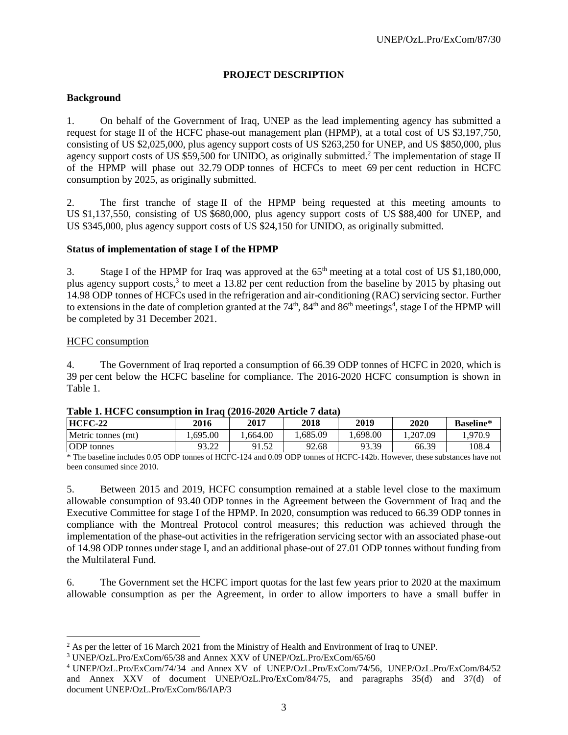## PROJECT DESCRIPTION

### Background

1. On behalf of the Government of Iraq, UNEP as the lead implementing agency has submitted a request for stage II of the HCFC phase-out management plan (HPMP), at a total cost of US $3,197,750, consisting of US $2,025,000, plus agency support costs of US $263,250 for UNEP, and US $850,000, plus agency support costs of US $59,500 for UNIDO, as originally submitted.[2] The implementation of stage II of the HPMP will phase out 32.79 ODP tonnes of HCFCs to meet 69 per cent reduction in HCFC consumption by 2025, as originally submitted.

2. The first tranche of stage II of the HPMP being requested at this meeting amounts to US $1,137,550, consisting of US $680,000, plus agency support costs of US $88,400 for UNEP, and US $345,000, plus agency support costs of US $24,150 for UNIDO, as originally submitted.

### Status of implementation of stage I of the HPMP

3. Stage I of the HPMP for Iraq was approved at the 65th meeting at a total cost of US $1,180,000, plus agency support costs,[3] to meet a 13.82 per cent reduction from the baseline by 2015 by phasing out 14.98 ODP tonnes of HCFCs used in the refrigeration and air-conditioning (RAC) servicing sector. Further to extensions in the date of completion granted at the 74th, 84th and 86th meetings[4], stage I of the HPMP will be completed by 31 December 2021.

HCFC consumption

4. The Government of Iraq reported a consumption of 66.39 ODP tonnes of HCFC in 2020, which is 39 per cent below the HCFC baseline for compliance. The 2016-2020 HCFC consumption is shown in Table 1.

**Table 1. HCFC consumption in Iraq (2016-2020 Article 7 data)**

| HCFC-22 | 2016 | 2017 | 2018 | 2019 | 2020 | Baseline* |
|---|---|---|---|---|---|---|
| Metric tonnes (mt) | 1,695.00 | 1,664.00 | 1,685.09 | 1,698.00 | 1,207.09 | 1,970.9 |
| ODP tonnes | 93.22 | 91.52 | 92.68 | 93.39 | 66.39 | 108.4 |

\* The baseline includes 0.05 ODP tonnes of HCFC-124 and 0.09 ODP tonnes of HCFC-142b. However, these substances have not been consumed since 2010.

5. Between 2015 and 2019, HCFC consumption remained at a stable level close to the maximum allowable consumption of 93.40 ODP tonnes in the Agreement between the Government of Iraq and the Executive Committee for stage I of the HPMP. In 2020, consumption was reduced to 66.39 ODP tonnes in compliance with the Montreal Protocol control measures; this reduction was achieved through the implementation of the phase-out activities in the refrigeration servicing sector with an associated phase-out of 14.98 ODP tonnes under stage I, and an additional phase-out of 27.01 ODP tonnes without funding from the Multilateral Fund.

6. The Government set the HCFC import quotas for the last few years prior to 2020 at the maximum allowable consumption as per the Agreement, in order to allow importers to have a small buffer in

---

[2] As per the letter of 16 March 2021 from the Ministry of Health and Environment of Iraq to UNEP.

[3] UNEP/OzL.Pro/ExCom/65/38 and Annex XXV of UNEP/OzL.Pro/ExCom/65/60

[4] UNEP/OzL.Pro/ExCom/74/34 and Annex XV of UNEP/OzL.Pro/ExCom/74/56, UNEP/OzL.Pro/ExCom/84/52 and Annex XXV of document UNEP/OzL.Pro/ExCom/84/75, and paragraphs 35(d) and 37(d) of document UNEP/OzL.Pro/ExCom/86/IAP/3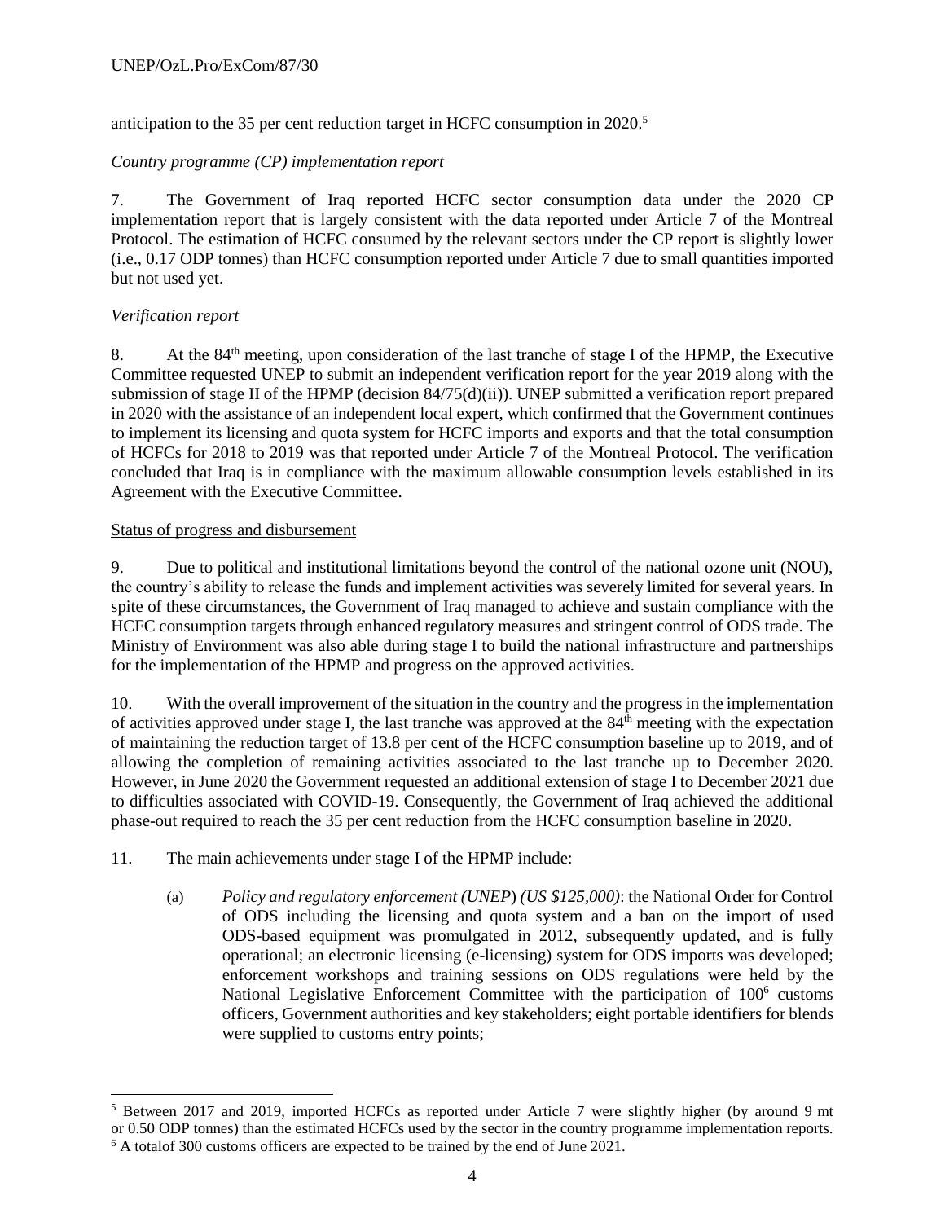anticipation to the 35 per cent reduction target in HCFC consumption in 2020.[5]

*Country programme (CP) implementation report*

7. The Government of Iraq reported HCFC sector consumption data under the 2020 CP implementation report that is largely consistent with the data reported under Article 7 of the Montreal Protocol. The estimation of HCFC consumed by the relevant sectors under the CP report is slightly lower (i.e., 0.17 ODP tonnes) than HCFC consumption reported under Article 7 due to small quantities imported but not used yet.

*Verification report*

8. At the 84[th] meeting, upon consideration of the last tranche of stage I of the HPMP, the Executive Committee requested UNEP to submit an independent verification report for the year 2019 along with the submission of stage II of the HPMP (decision 84/75(d)(ii)). UNEP submitted a verification report prepared in 2020 with the assistance of an independent local expert, which confirmed that the Government continues to implement its licensing and quota system for HCFC imports and exports and that the total consumption of HCFCs for 2018 to 2019 was that reported under Article 7 of the Montreal Protocol. The verification concluded that Iraq is in compliance with the maximum allowable consumption levels established in its Agreement with the Executive Committee.

Status of progress and disbursement

9. Due to political and institutional limitations beyond the control of the national ozone unit (NOU), the country's ability to release the funds and implement activities was severely limited for several years. In spite of these circumstances, the Government of Iraq managed to achieve and sustain compliance with the HCFC consumption targets through enhanced regulatory measures and stringent control of ODS trade. The Ministry of Environment was also able during stage I to build the national infrastructure and partnerships for the implementation of the HPMP and progress on the approved activities.

10. With the overall improvement of the situation in the country and the progress in the implementation of activities approved under stage I, the last tranche was approved at the 84[th] meeting with the expectation of maintaining the reduction target of 13.8 per cent of the HCFC consumption baseline up to 2019, and of allowing the completion of remaining activities associated to the last tranche up to December 2020. However, in June 2020 the Government requested an additional extension of stage I to December 2021 due to difficulties associated with COVID-19. Consequently, the Government of Iraq achieved the additional phase-out required to reach the 35 per cent reduction from the HCFC consumption baseline in 2020.

11. The main achievements under stage I of the HPMP include:

(a) *Policy and regulatory enforcement (UNEP) (US $125,000)*: the National Order for Control of ODS including the licensing and quota system and a ban on the import of used ODS-based equipment was promulgated in 2012, subsequently updated, and is fully operational; an electronic licensing (e-licensing) system for ODS imports was developed; enforcement workshops and training sessions on ODS regulations were held by the National Legislative Enforcement Committee with the participation of 100[6] customs officers, Government authorities and key stakeholders; eight portable identifiers for blends were supplied to customs entry points;

---

[5] Between 2017 and 2019, imported HCFCs as reported under Article 7 were slightly higher (by around 9 mt or 0.50 ODP tonnes) than the estimated HCFCs used by the sector in the country programme implementation reports.

[6] A totalof 300 customs officers are expected to be trained by the end of June 2021.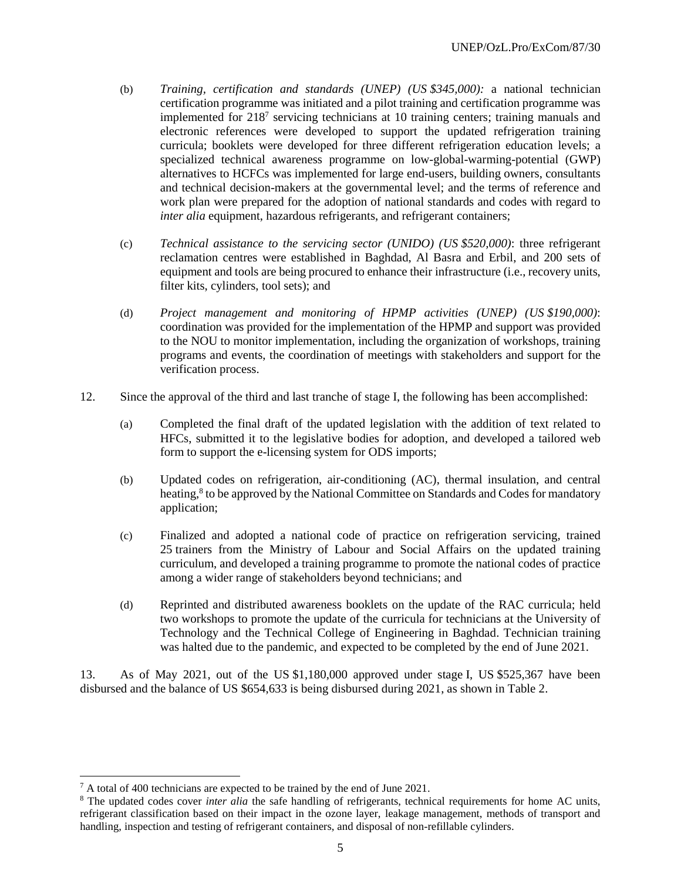(b) *Training, certification and standards (UNEP) (US $345,000):* a national technician certification programme was initiated and a pilot training and certification programme was implemented for 218[7] servicing technicians at 10 training centers; training manuals and electronic references were developed to support the updated refrigeration training curricula; booklets were developed for three different refrigeration education levels; a specialized technical awareness programme on low-global-warming-potential (GWP) alternatives to HCFCs was implemented for large end-users, building owners, consultants and technical decision-makers at the governmental level; and the terms of reference and work plan were prepared for the adoption of national standards and codes with regard to *inter alia* equipment, hazardous refrigerants, and refrigerant containers;

(c) *Technical assistance to the servicing sector (UNIDO) (US $520,000)*: three refrigerant reclamation centres were established in Baghdad, Al Basra and Erbil, and 200 sets of equipment and tools are being procured to enhance their infrastructure (i.e., recovery units, filter kits, cylinders, tool sets); and

(d) *Project management and monitoring of HPMP activities (UNEP) (US $190,000)*: coordination was provided for the implementation of the HPMP and support was provided to the NOU to monitor implementation, including the organization of workshops, training programs and events, the coordination of meetings with stakeholders and support for the verification process.

12. Since the approval of the third and last tranche of stage I, the following has been accomplished:

(a) Completed the final draft of the updated legislation with the addition of text related to HFCs, submitted it to the legislative bodies for adoption, and developed a tailored web form to support the e-licensing system for ODS imports;

(b) Updated codes on refrigeration, air-conditioning (AC), thermal insulation, and central heating,[8] to be approved by the National Committee on Standards and Codes for mandatory application;

(c) Finalized and adopted a national code of practice on refrigeration servicing, trained 25 trainers from the Ministry of Labour and Social Affairs on the updated training curriculum, and developed a training programme to promote the national codes of practice among a wider range of stakeholders beyond technicians; and

(d) Reprinted and distributed awareness booklets on the update of the RAC curricula; held two workshops to promote the update of the curricula for technicians at the University of Technology and the Technical College of Engineering in Baghdad. Technician training was halted due to the pandemic, and expected to be completed by the end of June 2021.

13. As of May 2021, out of the US $1,180,000 approved under stage I, US $525,367 have been disbursed and the balance of US $654,633 is being disbursed during 2021, as shown in Table 2.

---

[7] A total of 400 technicians are expected to be trained by the end of June 2021.

[8] The updated codes cover *inter alia* the safe handling of refrigerants, technical requirements for home AC units, refrigerant classification based on their impact in the ozone layer, leakage management, methods of transport and handling, inspection and testing of refrigerant containers, and disposal of non-refillable cylinders.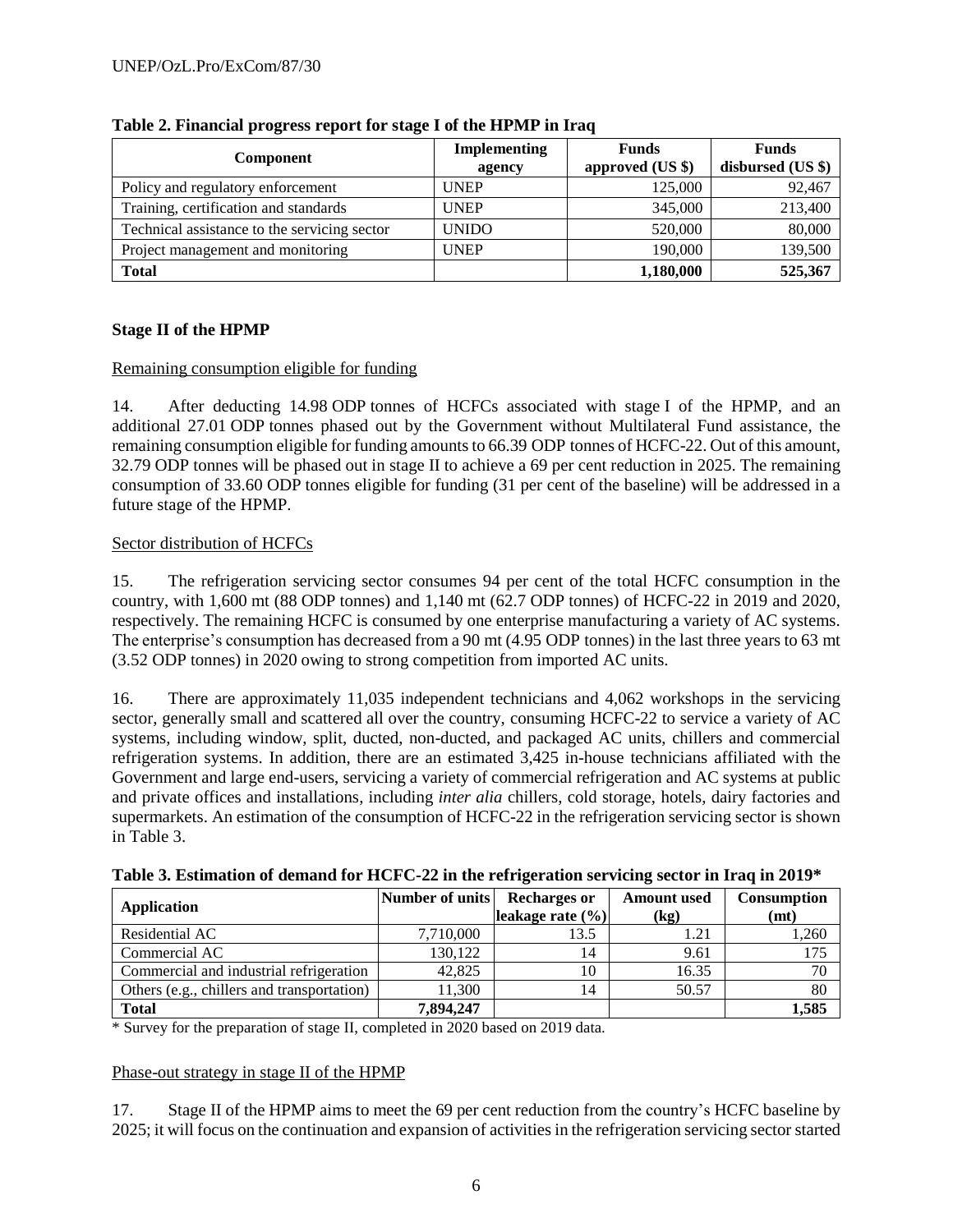**Table 2. Financial progress report for stage I of the HPMP in Iraq**

| Component | Implementing agency | Funds approved (US $) | Funds disbursed (US $) |
|---|---|---|---|
| Policy and regulatory enforcement | UNEP | 125,000 | 92,467 |
| Training, certification and standards | UNEP | 345,000 | 213,400 |
| Technical assistance to the servicing sector | UNIDO | 520,000 | 80,000 |
| Project management and monitoring | UNEP | 190,000 | 139,500 |
| **Total** | | **1,180,000** | **525,367** |

### Stage II of the HPMP

Remaining consumption eligible for funding

14. After deducting 14.98 ODP tonnes of HCFCs associated with stage I of the HPMP, and an additional 27.01 ODP tonnes phased out by the Government without Multilateral Fund assistance, the remaining consumption eligible for funding amounts to 66.39 ODP tonnes of HCFC-22. Out of this amount, 32.79 ODP tonnes will be phased out in stage II to achieve a 69 per cent reduction in 2025. The remaining consumption of 33.60 ODP tonnes eligible for funding (31 per cent of the baseline) will be addressed in a future stage of the HPMP.

Sector distribution of HCFCs

15. The refrigeration servicing sector consumes 94 per cent of the total HCFC consumption in the country, with 1,600 mt (88 ODP tonnes) and 1,140 mt (62.7 ODP tonnes) of HCFC-22 in 2019 and 2020, respectively. The remaining HCFC is consumed by one enterprise manufacturing a variety of AC systems. The enterprise's consumption has decreased from a 90 mt (4.95 ODP tonnes) in the last three years to 63 mt (3.52 ODP tonnes) in 2020 owing to strong competition from imported AC units.

16. There are approximately 11,035 independent technicians and 4,062 workshops in the servicing sector, generally small and scattered all over the country, consuming HCFC-22 to service a variety of AC systems, including window, split, ducted, non-ducted, and packaged AC units, chillers and commercial refrigeration systems. In addition, there are an estimated 3,425 in-house technicians affiliated with the Government and large end-users, servicing a variety of commercial refrigeration and AC systems at public and private offices and installations, including *inter alia* chillers, cold storage, hotels, dairy factories and supermarkets. An estimation of the consumption of HCFC-22 in the refrigeration servicing sector is shown in Table 3.

**Table 3. Estimation of demand for HCFC-22 in the refrigeration servicing sector in Iraq in 2019***

| Application | Number of units | Recharges or leakage rate (%) | Amount used (kg) | Consumption (mt) |
|---|---|---|---|---|
| Residential AC | 7,710,000 | 13.5 | 1.21 | 1,260 |
| Commercial AC | 130,122 | 14 | 9.61 | 175 |
| Commercial and industrial refrigeration | 42,825 | 10 | 16.35 | 70 |
| Others (e.g., chillers and transportation) | 11,300 | 14 | 50.57 | 80 |
| **Total** | **7,894,247** | | | **1,585** |

\* Survey for the preparation of stage II, completed in 2020 based on 2019 data.

Phase-out strategy in stage II of the HPMP

17. Stage II of the HPMP aims to meet the 69 per cent reduction from the country's HCFC baseline by 2025; it will focus on the continuation and expansion of activities in the refrigeration servicing sector started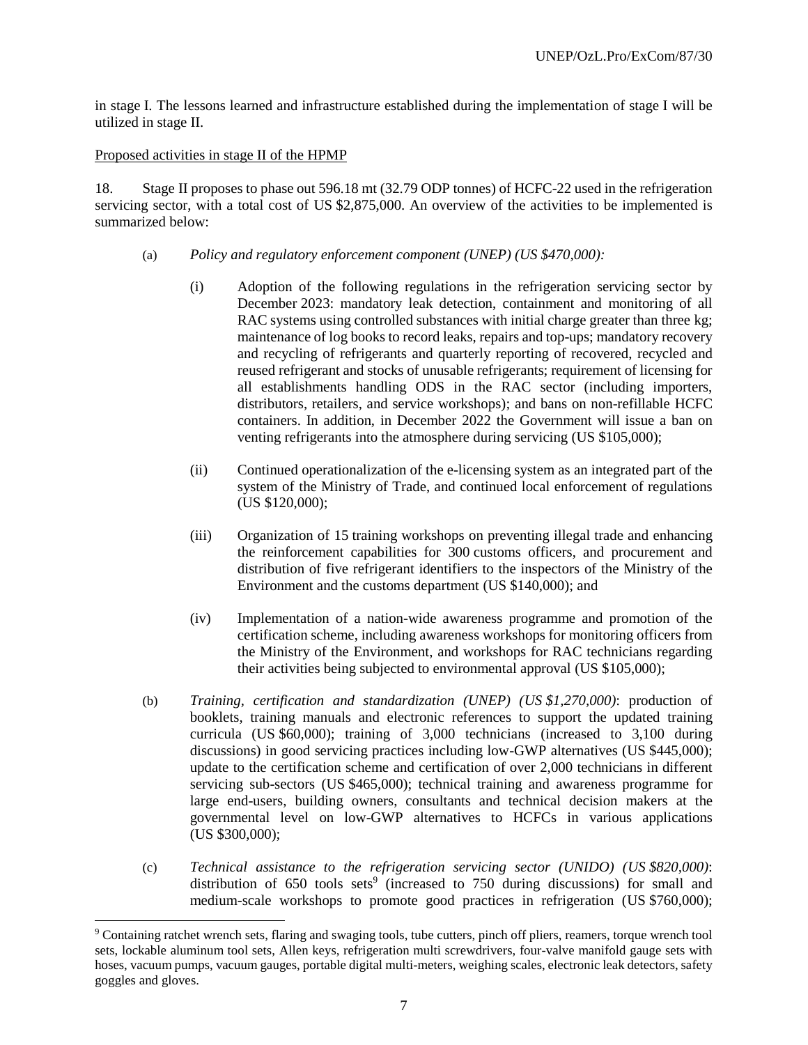in stage I. The lessons learned and infrastructure established during the implementation of stage I will be utilized in stage II.

Proposed activities in stage II of the HPMP

18. Stage II proposes to phase out 596.18 mt (32.79 ODP tonnes) of HCFC-22 used in the refrigeration servicing sector, with a total cost of US $2,875,000. An overview of the activities to be implemented is summarized below:

(a) *Policy and regulatory enforcement component (UNEP) (US $470,000):*

(i) Adoption of the following regulations in the refrigeration servicing sector by December 2023: mandatory leak detection, containment and monitoring of all RAC systems using controlled substances with initial charge greater than three kg; maintenance of log books to record leaks, repairs and top-ups; mandatory recovery and recycling of refrigerants and quarterly reporting of recovered, recycled and reused refrigerant and stocks of unusable refrigerants; requirement of licensing for all establishments handling ODS in the RAC sector (including importers, distributors, retailers, and service workshops); and bans on non-refillable HCFC containers. In addition, in December 2022 the Government will issue a ban on venting refrigerants into the atmosphere during servicing (US $105,000);

(ii) Continued operationalization of the e-licensing system as an integrated part of the system of the Ministry of Trade, and continued local enforcement of regulations (US $120,000);

(iii) Organization of 15 training workshops on preventing illegal trade and enhancing the reinforcement capabilities for 300 customs officers, and procurement and distribution of five refrigerant identifiers to the inspectors of the Ministry of the Environment and the customs department (US $140,000); and

(iv) Implementation of a nation-wide awareness programme and promotion of the certification scheme, including awareness workshops for monitoring officers from the Ministry of the Environment, and workshops for RAC technicians regarding their activities being subjected to environmental approval (US $105,000);

(b) *Training, certification and standardization (UNEP) (US $1,270,000)*: production of booklets, training manuals and electronic references to support the updated training curricula (US $60,000); training of 3,000 technicians (increased to 3,100 during discussions) in good servicing practices including low-GWP alternatives (US $445,000); update to the certification scheme and certification of over 2,000 technicians in different servicing sub-sectors (US $465,000); technical training and awareness programme for large end-users, building owners, consultants and technical decision makers at the governmental level on low-GWP alternatives to HCFCs in various applications (US $300,000);

(c) *Technical assistance to the refrigeration servicing sector (UNIDO) (US $820,000)*: distribution of 650 tools sets[9] (increased to 750 during discussions) for small and medium-scale workshops to promote good practices in refrigeration (US $760,000);

---

[9] Containing ratchet wrench sets, flaring and swaging tools, tube cutters, pinch off pliers, reamers, torque wrench tool sets, lockable aluminum tool sets, Allen keys, refrigeration multi screwdrivers, four-valve manifold gauge sets with hoses, vacuum pumps, vacuum gauges, portable digital multi-meters, weighing scales, electronic leak detectors, safety goggles and gloves.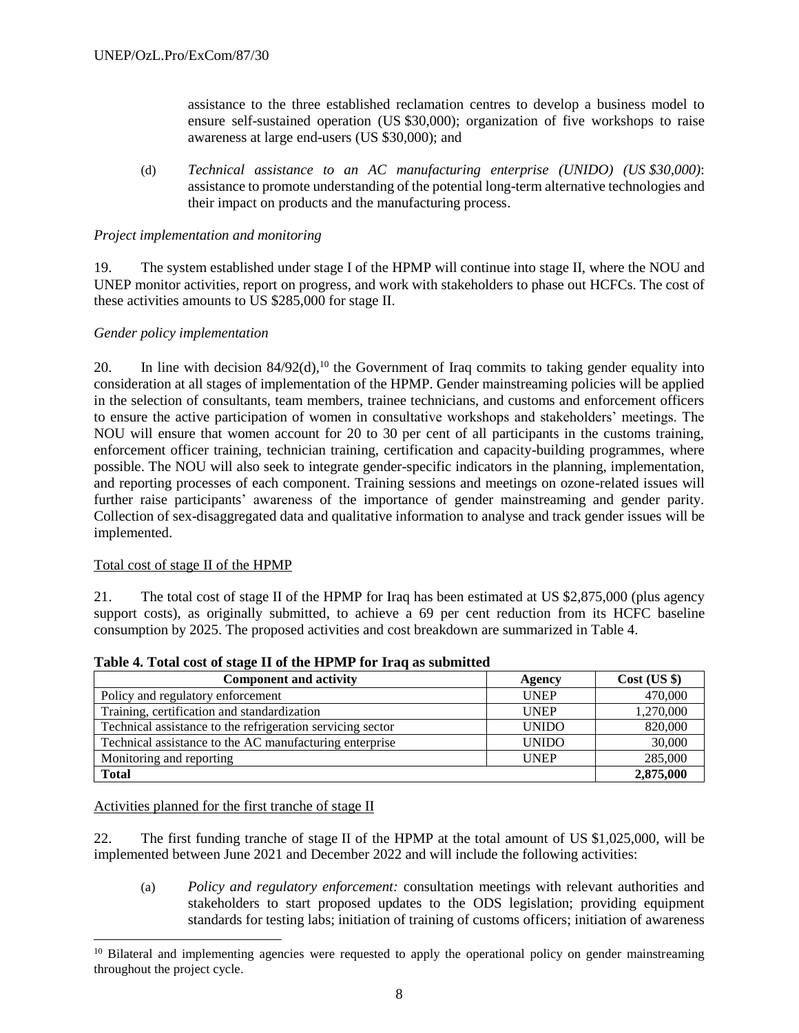assistance to the three established reclamation centres to develop a business model to ensure self-sustained operation (US $30,000); organization of five workshops to raise awareness at large end-users (US $30,000); and

(d) *Technical assistance to an AC manufacturing enterprise (UNIDO) (US $30,000)*: assistance to promote understanding of the potential long-term alternative technologies and their impact on products and the manufacturing process.

*Project implementation and monitoring*

19. The system established under stage I of the HPMP will continue into stage II, where the NOU and UNEP monitor activities, report on progress, and work with stakeholders to phase out HCFCs. The cost of these activities amounts to US $285,000 for stage II.

*Gender policy implementation*

20. In line with decision 84/92(d),[10] the Government of Iraq commits to taking gender equality into consideration at all stages of implementation of the HPMP. Gender mainstreaming policies will be applied in the selection of consultants, team members, trainee technicians, and customs and enforcement officers to ensure the active participation of women in consultative workshops and stakeholders' meetings. The NOU will ensure that women account for 20 to 30 per cent of all participants in the customs training, enforcement officer training, technician training, certification and capacity-building programmes, where possible. The NOU will also seek to integrate gender-specific indicators in the planning, implementation, and reporting processes of each component. Training sessions and meetings on ozone-related issues will further raise participants' awareness of the importance of gender mainstreaming and gender parity. Collection of sex-disaggregated data and qualitative information to analyse and track gender issues will be implemented.

Total cost of stage II of the HPMP

21. The total cost of stage II of the HPMP for Iraq has been estimated at US $2,875,000 (plus agency support costs), as originally submitted, to achieve a 69 per cent reduction from its HCFC baseline consumption by 2025. The proposed activities and cost breakdown are summarized in Table 4.

**Table 4. Total cost of stage II of the HPMP for Iraq as submitted**

| Component and activity | Agency | Cost (US $) |
|---|---|---|
| Policy and regulatory enforcement | UNEP | 470,000 |
| Training, certification and standardization | UNEP | 1,270,000 |
| Technical assistance to the refrigeration servicing sector | UNIDO | 820,000 |
| Technical assistance to the AC manufacturing enterprise | UNIDO | 30,000 |
| Monitoring and reporting | UNEP | 285,000 |
| **Total** | | **2,875,000** |

Activities planned for the first tranche of stage II

22. The first funding tranche of stage II of the HPMP at the total amount of US $1,025,000, will be implemented between June 2021 and December 2022 and will include the following activities:

(a) *Policy and regulatory enforcement:* consultation meetings with relevant authorities and stakeholders to start proposed updates to the ODS legislation; providing equipment standards for testing labs; initiation of training of customs officers; initiation of awareness

[10] Bilateral and implementing agencies were requested to apply the operational policy on gender mainstreaming throughout the project cycle.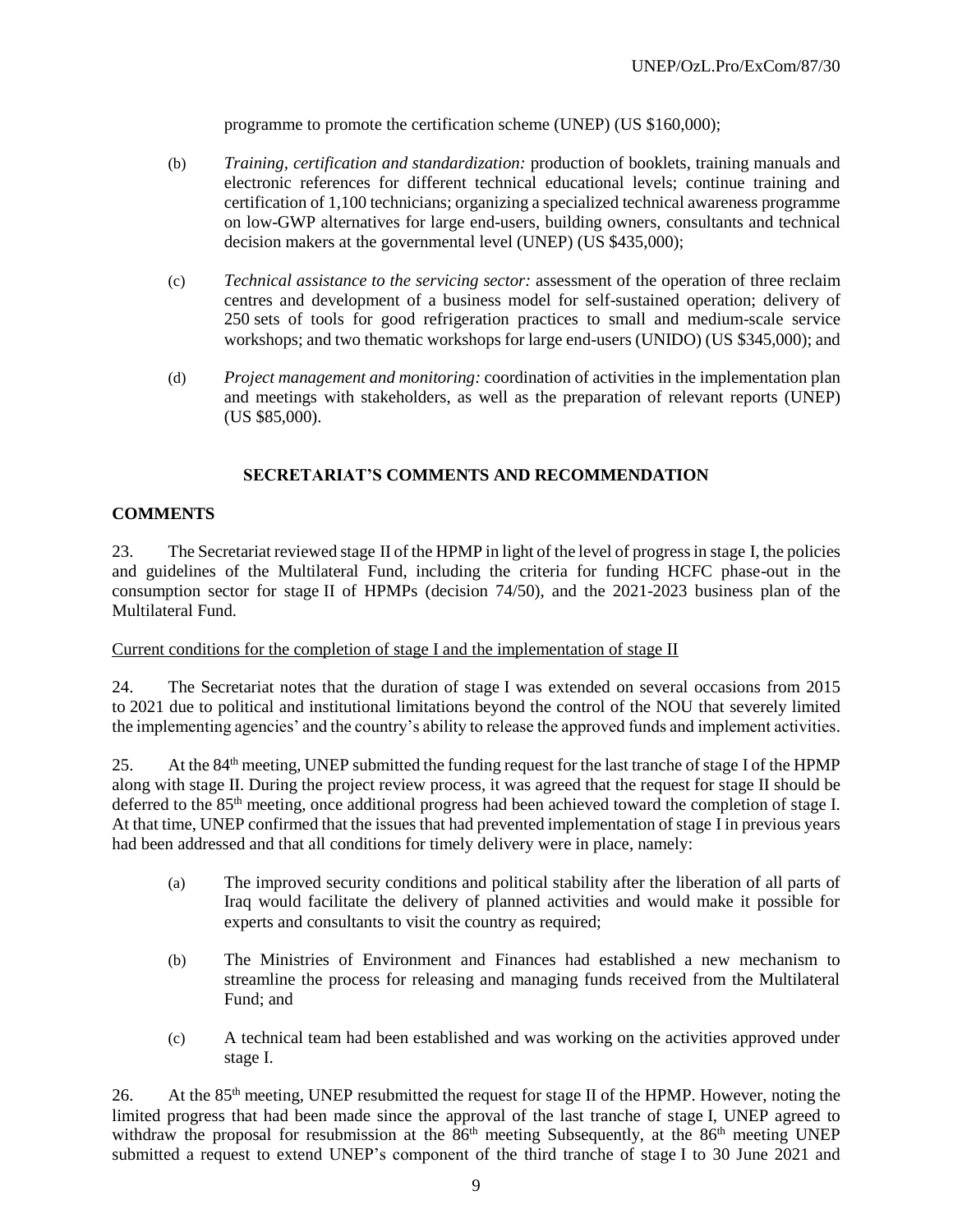programme to promote the certification scheme (UNEP) (US $160,000);

(b) *Training, certification and standardization:* production of booklets, training manuals and electronic references for different technical educational levels; continue training and certification of 1,100 technicians; organizing a specialized technical awareness programme on low-GWP alternatives for large end-users, building owners, consultants and technical decision makers at the governmental level (UNEP) (US $435,000);

(c) *Technical assistance to the servicing sector:* assessment of the operation of three reclaim centres and development of a business model for self-sustained operation; delivery of 250 sets of tools for good refrigeration practices to small and medium-scale service workshops; and two thematic workshops for large end-users (UNIDO) (US $345,000); and

(d) *Project management and monitoring:* coordination of activities in the implementation plan and meetings with stakeholders, as well as the preparation of relevant reports (UNEP) (US $85,000).

## SECRETARIAT'S COMMENTS AND RECOMMENDATION

### COMMENTS

23. The Secretariat reviewed stage II of the HPMP in light of the level of progress in stage I, the policies and guidelines of the Multilateral Fund, including the criteria for funding HCFC phase-out in the consumption sector for stage II of HPMPs (decision 74/50), and the 2021-2023 business plan of the Multilateral Fund.

Current conditions for the completion of stage I and the implementation of stage II

24. The Secretariat notes that the duration of stage I was extended on several occasions from 2015 to 2021 due to political and institutional limitations beyond the control of the NOU that severely limited the implementing agencies' and the country's ability to release the approved funds and implement activities.

25. At the 84th meeting, UNEP submitted the funding request for the last tranche of stage I of the HPMP along with stage II. During the project review process, it was agreed that the request for stage II should be deferred to the 85th meeting, once additional progress had been achieved toward the completion of stage I. At that time, UNEP confirmed that the issues that had prevented implementation of stage I in previous years had been addressed and that all conditions for timely delivery were in place, namely:

(a) The improved security conditions and political stability after the liberation of all parts of Iraq would facilitate the delivery of planned activities and would make it possible for experts and consultants to visit the country as required;

(b) The Ministries of Environment and Finances had established a new mechanism to streamline the process for releasing and managing funds received from the Multilateral Fund; and

(c) A technical team had been established and was working on the activities approved under stage I.

26. At the 85th meeting, UNEP resubmitted the request for stage II of the HPMP. However, noting the limited progress that had been made since the approval of the last tranche of stage I, UNEP agreed to withdraw the proposal for resubmission at the 86th meeting Subsequently, at the 86th meeting UNEP submitted a request to extend UNEP's component of the third tranche of stage I to 30 June 2021 and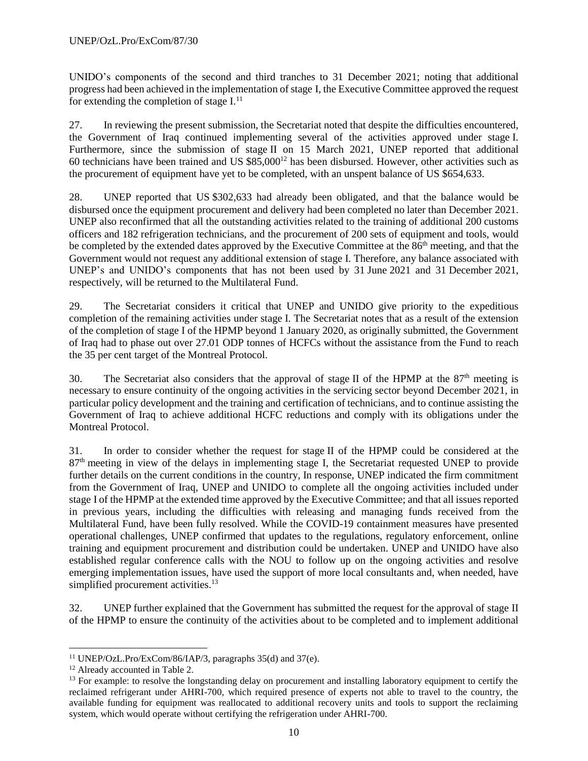UNIDO's components of the second and third tranches to 31 December 2021; noting that additional progress had been achieved in the implementation of stage I, the Executive Committee approved the request for extending the completion of stage I.[11]

27. In reviewing the present submission, the Secretariat noted that despite the difficulties encountered, the Government of Iraq continued implementing several of the activities approved under stage I. Furthermore, since the submission of stage II on 15 March 2021, UNEP reported that additional 60 technicians have been trained and US $85,000[12] has been disbursed. However, other activities such as the procurement of equipment have yet to be completed, with an unspent balance of US $654,633.

28. UNEP reported that US $302,633 had already been obligated, and that the balance would be disbursed once the equipment procurement and delivery had been completed no later than December 2021. UNEP also reconfirmed that all the outstanding activities related to the training of additional 200 customs officers and 182 refrigeration technicians, and the procurement of 200 sets of equipment and tools, would be completed by the extended dates approved by the Executive Committee at the 86th meeting, and that the Government would not request any additional extension of stage I. Therefore, any balance associated with UNEP's and UNIDO's components that has not been used by 31 June 2021 and 31 December 2021, respectively, will be returned to the Multilateral Fund.

29. The Secretariat considers it critical that UNEP and UNIDO give priority to the expeditious completion of the remaining activities under stage I. The Secretariat notes that as a result of the extension of the completion of stage I of the HPMP beyond 1 January 2020, as originally submitted, the Government of Iraq had to phase out over 27.01 ODP tonnes of HCFCs without the assistance from the Fund to reach the 35 per cent target of the Montreal Protocol.

30. The Secretariat also considers that the approval of stage II of the HPMP at the 87th meeting is necessary to ensure continuity of the ongoing activities in the servicing sector beyond December 2021, in particular policy development and the training and certification of technicians, and to continue assisting the Government of Iraq to achieve additional HCFC reductions and comply with its obligations under the Montreal Protocol.

31. In order to consider whether the request for stage II of the HPMP could be considered at the 87th meeting in view of the delays in implementing stage I, the Secretariat requested UNEP to provide further details on the current conditions in the country, In response, UNEP indicated the firm commitment from the Government of Iraq, UNEP and UNIDO to complete all the ongoing activities included under stage I of the HPMP at the extended time approved by the Executive Committee; and that all issues reported in previous years, including the difficulties with releasing and managing funds received from the Multilateral Fund, have been fully resolved. While the COVID-19 containment measures have presented operational challenges, UNEP confirmed that updates to the regulations, regulatory enforcement, online training and equipment procurement and distribution could be undertaken. UNEP and UNIDO have also established regular conference calls with the NOU to follow up on the ongoing activities and resolve emerging implementation issues, have used the support of more local consultants and, when needed, have simplified procurement activities.[13]

32. UNEP further explained that the Government has submitted the request for the approval of stage II of the HPMP to ensure the continuity of the activities about to be completed and to implement additional

[11] UNEP/OzL.Pro/ExCom/86/IAP/3, paragraphs 35(d) and 37(e).

[12] Already accounted in Table 2.

[13] For example: to resolve the longstanding delay on procurement and installing laboratory equipment to certify the reclaimed refrigerant under AHRI-700, which required presence of experts not able to travel to the country, the available funding for equipment was reallocated to additional recovery units and tools to support the reclaiming system, which would operate without certifying the refrigeration under AHRI-700.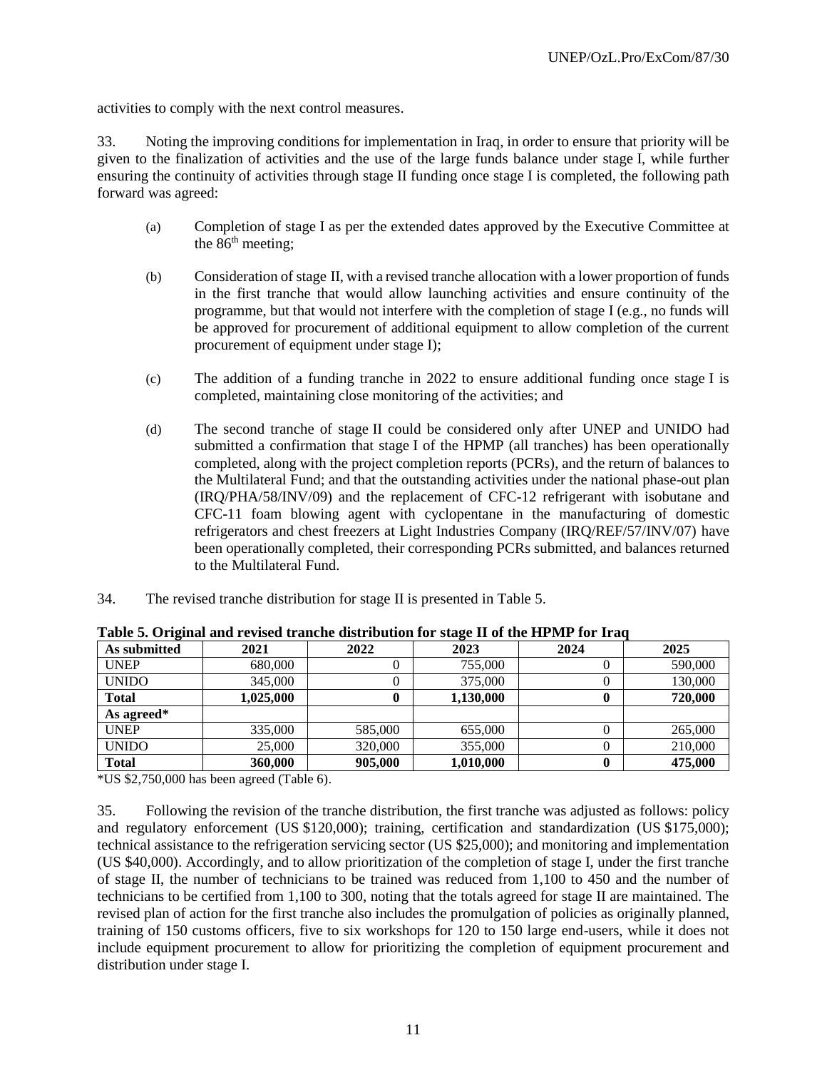activities to comply with the next control measures.

33. Noting the improving conditions for implementation in Iraq, in order to ensure that priority will be given to the finalization of activities and the use of the large funds balance under stage I, while further ensuring the continuity of activities through stage II funding once stage I is completed, the following path forward was agreed:

(a) Completion of stage I as per the extended dates approved by the Executive Committee at the 86th meeting;

(b) Consideration of stage II, with a revised tranche allocation with a lower proportion of funds in the first tranche that would allow launching activities and ensure continuity of the programme, but that would not interfere with the completion of stage I (e.g., no funds will be approved for procurement of additional equipment to allow completion of the current procurement of equipment under stage I);

(c) The addition of a funding tranche in 2022 to ensure additional funding once stage I is completed, maintaining close monitoring of the activities; and

(d) The second tranche of stage II could be considered only after UNEP and UNIDO had submitted a confirmation that stage I of the HPMP (all tranches) has been operationally completed, along with the project completion reports (PCRs), and the return of balances to the Multilateral Fund; and that the outstanding activities under the national phase-out plan (IRQ/PHA/58/INV/09) and the replacement of CFC-12 refrigerant with isobutane and CFC-11 foam blowing agent with cyclopentane in the manufacturing of domestic refrigerators and chest freezers at Light Industries Company (IRQ/REF/57/INV/07) have been operationally completed, their corresponding PCRs submitted, and balances returned to the Multilateral Fund.

34. The revised tranche distribution for stage II is presented in Table 5.

**Table 5. Original and revised tranche distribution for stage II of the HPMP for Iraq**

| As submitted | 2021 | 2022 | 2023 | 2024 | 2025 |
|---|---|---|---|---|---|
| UNEP | 680,000 | 0 | 755,000 | 0 | 590,000 |
| UNIDO | 345,000 | 0 | 375,000 | 0 | 130,000 |
| **Total** | **1,025,000** | **0** | **1,130,000** | **0** | **720,000** |
| **As agreed*** | | | | | |
| UNEP | 335,000 | 585,000 | 655,000 | 0 | 265,000 |
| UNIDO | 25,000 | 320,000 | 355,000 | 0 | 210,000 |
| **Total** | **360,000** | **905,000** | **1,010,000** | **0** | **475,000** |

*US $2,750,000 has been agreed (Table 6).

35. Following the revision of the tranche distribution, the first tranche was adjusted as follows: policy and regulatory enforcement (US $120,000); training, certification and standardization (US $175,000); technical assistance to the refrigeration servicing sector (US $25,000); and monitoring and implementation (US $40,000). Accordingly, and to allow prioritization of the completion of stage I, under the first tranche of stage II, the number of technicians to be trained was reduced from 1,100 to 450 and the number of technicians to be certified from 1,100 to 300, noting that the totals agreed for stage II are maintained. The revised plan of action for the first tranche also includes the promulgation of policies as originally planned, training of 150 customs officers, five to six workshops for 120 to 150 large end-users, while it does not include equipment procurement to allow for prioritizing the completion of equipment procurement and distribution under stage I.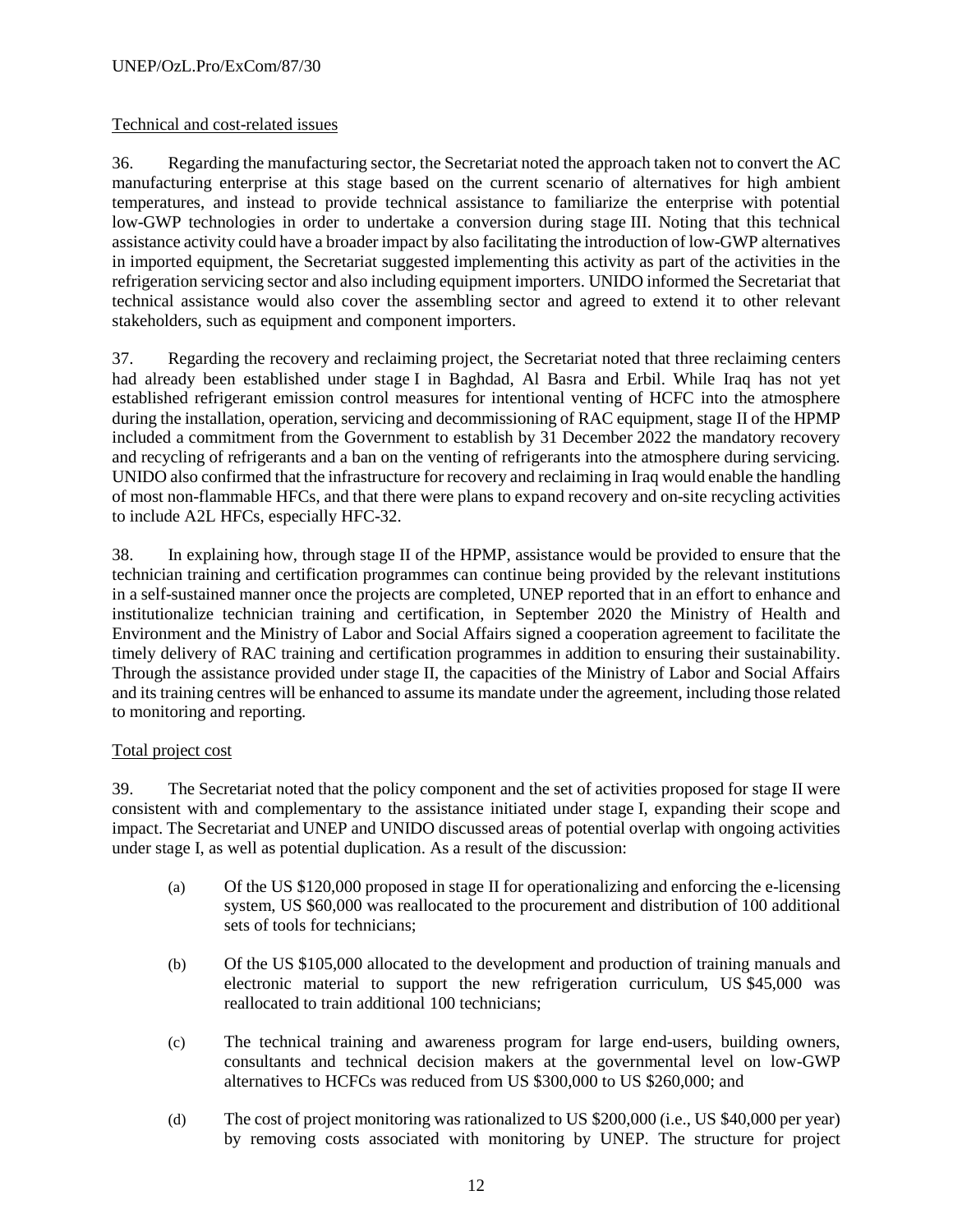Technical and cost-related issues

36. Regarding the manufacturing sector, the Secretariat noted the approach taken not to convert the AC manufacturing enterprise at this stage based on the current scenario of alternatives for high ambient temperatures, and instead to provide technical assistance to familiarize the enterprise with potential low-GWP technologies in order to undertake a conversion during stage III. Noting that this technical assistance activity could have a broader impact by also facilitating the introduction of low-GWP alternatives in imported equipment, the Secretariat suggested implementing this activity as part of the activities in the refrigeration servicing sector and also including equipment importers. UNIDO informed the Secretariat that technical assistance would also cover the assembling sector and agreed to extend it to other relevant stakeholders, such as equipment and component importers.

37. Regarding the recovery and reclaiming project, the Secretariat noted that three reclaiming centers had already been established under stage I in Baghdad, Al Basra and Erbil. While Iraq has not yet established refrigerant emission control measures for intentional venting of HCFC into the atmosphere during the installation, operation, servicing and decommissioning of RAC equipment, stage II of the HPMP included a commitment from the Government to establish by 31 December 2022 the mandatory recovery and recycling of refrigerants and a ban on the venting of refrigerants into the atmosphere during servicing. UNIDO also confirmed that the infrastructure for recovery and reclaiming in Iraq would enable the handling of most non-flammable HFCs, and that there were plans to expand recovery and on-site recycling activities to include A2L HFCs, especially HFC-32.

38. In explaining how, through stage II of the HPMP, assistance would be provided to ensure that the technician training and certification programmes can continue being provided by the relevant institutions in a self-sustained manner once the projects are completed, UNEP reported that in an effort to enhance and institutionalize technician training and certification, in September 2020 the Ministry of Health and Environment and the Ministry of Labor and Social Affairs signed a cooperation agreement to facilitate the timely delivery of RAC training and certification programmes in addition to ensuring their sustainability. Through the assistance provided under stage II, the capacities of the Ministry of Labor and Social Affairs and its training centres will be enhanced to assume its mandate under the agreement, including those related to monitoring and reporting.

Total project cost

39. The Secretariat noted that the policy component and the set of activities proposed for stage II were consistent with and complementary to the assistance initiated under stage I, expanding their scope and impact. The Secretariat and UNEP and UNIDO discussed areas of potential overlap with ongoing activities under stage I, as well as potential duplication. As a result of the discussion:

(a) Of the US $120,000 proposed in stage II for operationalizing and enforcing the e-licensing system, US $60,000 was reallocated to the procurement and distribution of 100 additional sets of tools for technicians;

(b) Of the US $105,000 allocated to the development and production of training manuals and electronic material to support the new refrigeration curriculum, US $45,000 was reallocated to train additional 100 technicians;

(c) The technical training and awareness program for large end-users, building owners, consultants and technical decision makers at the governmental level on low-GWP alternatives to HCFCs was reduced from US $300,000 to US $260,000; and

(d) The cost of project monitoring was rationalized to US $200,000 (i.e., US $40,000 per year) by removing costs associated with monitoring by UNEP. The structure for project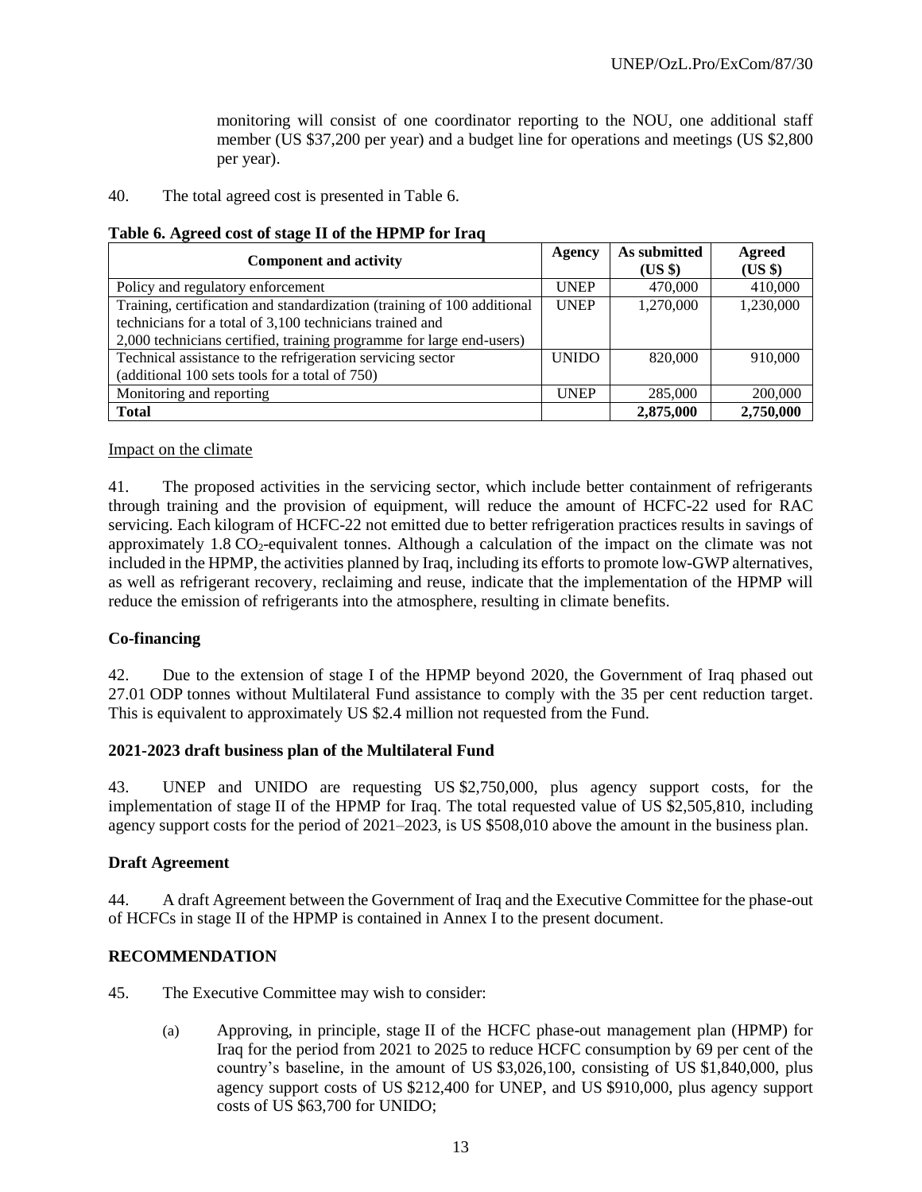monitoring will consist of one coordinator reporting to the NOU, one additional staff member (US $37,200 per year) and a budget line for operations and meetings (US $2,800 per year).

40. The total agreed cost is presented in Table 6.

**Table 6. Agreed cost of stage II of the HPMP for Iraq**

| Component and activity | Agency | As submitted (US $) | Agreed (US $) |
|---|---|---|---|
| Policy and regulatory enforcement | UNEP | 470,000 | 410,000 |
| Training, certification and standardization (training of 100 additional technicians for a total of 3,100 technicians trained and 2,000 technicians certified, training programme for large end-users) | UNEP | 1,270,000 | 1,230,000 |
| Technical assistance to the refrigeration servicing sector (additional 100 sets tools for a total of 750) | UNIDO | 820,000 | 910,000 |
| Monitoring and reporting | UNEP | 285,000 | 200,000 |
| **Total** | | **2,875,000** | **2,750,000** |

Impact on the climate

41. The proposed activities in the servicing sector, which include better containment of refrigerants through training and the provision of equipment, will reduce the amount of HCFC-22 used for RAC servicing. Each kilogram of HCFC-22 not emitted due to better refrigeration practices results in savings of approximately 1.8 $CO_2$-equivalent tonnes. Although a calculation of the impact on the climate was not included in the HPMP, the activities planned by Iraq, including its efforts to promote low-GWP alternatives, as well as refrigerant recovery, reclaiming and reuse, indicate that the implementation of the HPMP will reduce the emission of refrigerants into the atmosphere, resulting in climate benefits.

**Co-financing**

42. Due to the extension of stage I of the HPMP beyond 2020, the Government of Iraq phased out 27.01 ODP tonnes without Multilateral Fund assistance to comply with the 35 per cent reduction target. This is equivalent to approximately US $2.4 million not requested from the Fund.

**2021-2023 draft business plan of the Multilateral Fund**

43. UNEP and UNIDO are requesting US $2,750,000, plus agency support costs, for the implementation of stage II of the HPMP for Iraq. The total requested value of US $2,505,810, including agency support costs for the period of 2021–2023, is US $508,010 above the amount in the business plan.

**Draft Agreement**

44. A draft Agreement between the Government of Iraq and the Executive Committee for the phase-out of HCFCs in stage II of the HPMP is contained in Annex I to the present document.

**RECOMMENDATION**

45. The Executive Committee may wish to consider:

(a) Approving, in principle, stage II of the HCFC phase-out management plan (HPMP) for Iraq for the period from 2021 to 2025 to reduce HCFC consumption by 69 per cent of the country's baseline, in the amount of US $3,026,100, consisting of US $1,840,000, plus agency support costs of US $212,400 for UNEP, and US $910,000, plus agency support costs of US $63,700 for UNIDO;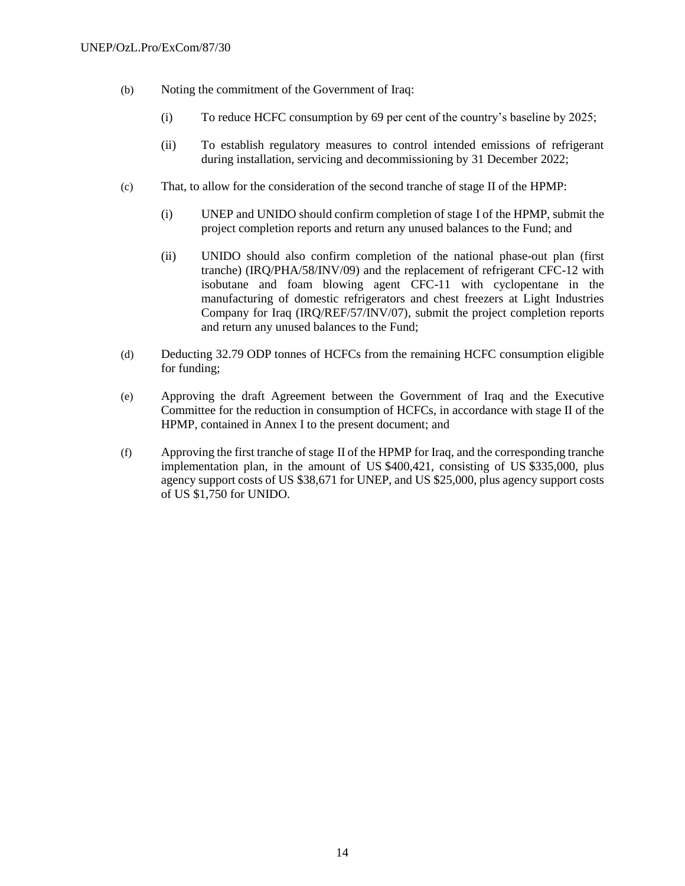(b) Noting the commitment of the Government of Iraq:

   (i) To reduce HCFC consumption by 69 per cent of the country's baseline by 2025;

   (ii) To establish regulatory measures to control intended emissions of refrigerant during installation, servicing and decommissioning by 31 December 2022;

(c) That, to allow for the consideration of the second tranche of stage II of the HPMP:

   (i) UNEP and UNIDO should confirm completion of stage I of the HPMP, submit the project completion reports and return any unused balances to the Fund; and

   (ii) UNIDO should also confirm completion of the national phase-out plan (first tranche) (IRQ/PHA/58/INV/09) and the replacement of refrigerant CFC-12 with isobutane and foam blowing agent CFC-11 with cyclopentane in the manufacturing of domestic refrigerators and chest freezers at Light Industries Company for Iraq (IRQ/REF/57/INV/07), submit the project completion reports and return any unused balances to the Fund;

(d) Deducting 32.79 ODP tonnes of HCFCs from the remaining HCFC consumption eligible for funding;

(e) Approving the draft Agreement between the Government of Iraq and the Executive Committee for the reduction in consumption of HCFCs, in accordance with stage II of the HPMP, contained in Annex I to the present document; and

(f) Approving the first tranche of stage II of the HPMP for Iraq, and the corresponding tranche implementation plan, in the amount of US $400,421, consisting of US $335,000, plus agency support costs of US $38,671 for UNEP, and US $25,000, plus agency support costs of US $1,750 for UNIDO.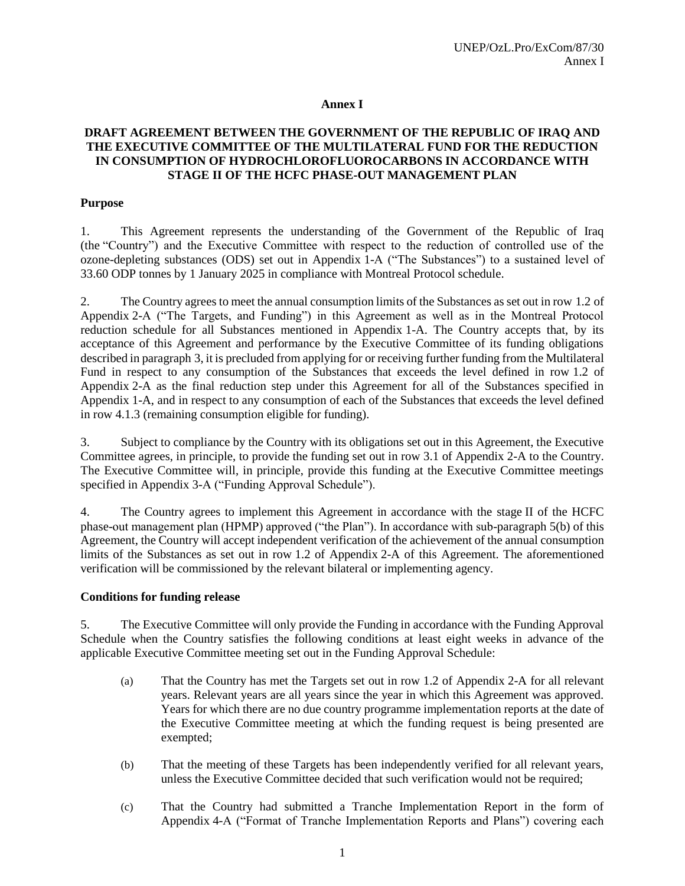# Annex I

## DRAFT AGREEMENT BETWEEN THE GOVERNMENT OF THE REPUBLIC OF IRAQ AND THE EXECUTIVE COMMITTEE OF THE MULTILATERAL FUND FOR THE REDUCTION IN CONSUMPTION OF HYDROCHLOROFLUOROCARBONS IN ACCORDANCE WITH STAGE II OF THE HCFC PHASE-OUT MANAGEMENT PLAN

### Purpose

1. This Agreement represents the understanding of the Government of the Republic of Iraq (the "Country") and the Executive Committee with respect to the reduction of controlled use of the ozone-depleting substances (ODS) set out in Appendix 1-A ("The Substances") to a sustained level of 33.60 ODP tonnes by 1 January 2025 in compliance with Montreal Protocol schedule.

2. The Country agrees to meet the annual consumption limits of the Substances as set out in row 1.2 of Appendix 2-A ("The Targets, and Funding") in this Agreement as well as in the Montreal Protocol reduction schedule for all Substances mentioned in Appendix 1-A. The Country accepts that, by its acceptance of this Agreement and performance by the Executive Committee of its funding obligations described in paragraph 3, it is precluded from applying for or receiving further funding from the Multilateral Fund in respect to any consumption of the Substances that exceeds the level defined in row 1.2 of Appendix 2-A as the final reduction step under this Agreement for all of the Substances specified in Appendix 1-A, and in respect to any consumption of each of the Substances that exceeds the level defined in row 4.1.3 (remaining consumption eligible for funding).

3. Subject to compliance by the Country with its obligations set out in this Agreement, the Executive Committee agrees, in principle, to provide the funding set out in row 3.1 of Appendix 2-A to the Country. The Executive Committee will, in principle, provide this funding at the Executive Committee meetings specified in Appendix 3-A ("Funding Approval Schedule").

4. The Country agrees to implement this Agreement in accordance with the stage II of the HCFC phase-out management plan (HPMP) approved ("the Plan"). In accordance with sub-paragraph 5(b) of this Agreement, the Country will accept independent verification of the achievement of the annual consumption limits of the Substances as set out in row 1.2 of Appendix 2-A of this Agreement. The aforementioned verification will be commissioned by the relevant bilateral or implementing agency.

### Conditions for funding release

5. The Executive Committee will only provide the Funding in accordance with the Funding Approval Schedule when the Country satisfies the following conditions at least eight weeks in advance of the applicable Executive Committee meeting set out in the Funding Approval Schedule:

   (a) That the Country has met the Targets set out in row 1.2 of Appendix 2-A for all relevant years. Relevant years are all years since the year in which this Agreement was approved. Years for which there are no due country programme implementation reports at the date of the Executive Committee meeting at which the funding request is being presented are exempted;

   (b) That the meeting of these Targets has been independently verified for all relevant years, unless the Executive Committee decided that such verification would not be required;

   (c) That the Country had submitted a Tranche Implementation Report in the form of Appendix 4-A ("Format of Tranche Implementation Reports and Plans") covering each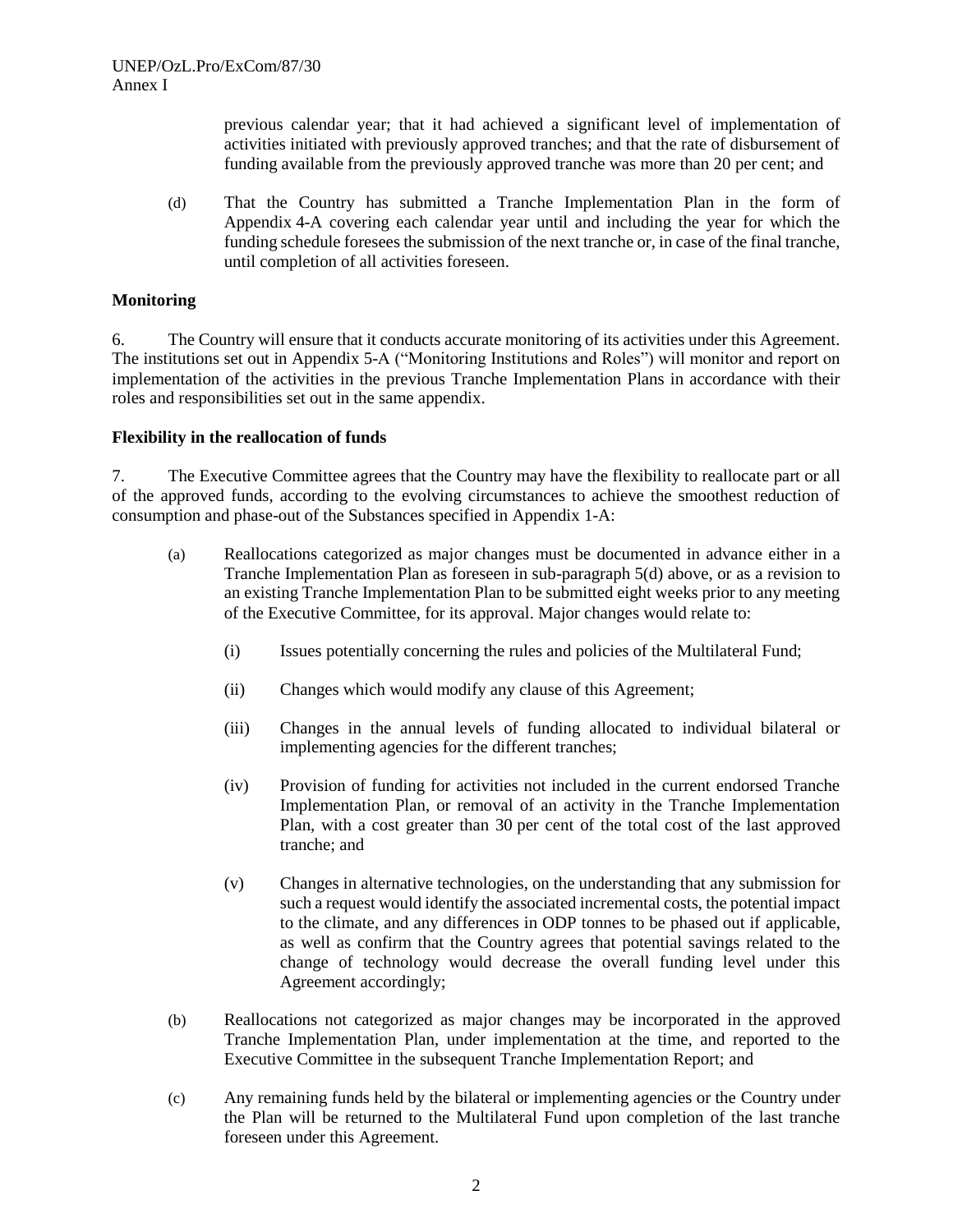previous calendar year; that it had achieved a significant level of implementation of activities initiated with previously approved tranches; and that the rate of disbursement of funding available from the previously approved tranche was more than 20 per cent; and

(d) That the Country has submitted a Tranche Implementation Plan in the form of Appendix 4-A covering each calendar year until and including the year for which the funding schedule foresees the submission of the next tranche or, in case of the final tranche, until completion of all activities foreseen.

**Monitoring**

6. The Country will ensure that it conducts accurate monitoring of its activities under this Agreement. The institutions set out in Appendix 5-A ("Monitoring Institutions and Roles") will monitor and report on implementation of the activities in the previous Tranche Implementation Plans in accordance with their roles and responsibilities set out in the same appendix.

**Flexibility in the reallocation of funds**

7. The Executive Committee agrees that the Country may have the flexibility to reallocate part or all of the approved funds, according to the evolving circumstances to achieve the smoothest reduction of consumption and phase-out of the Substances specified in Appendix 1-A:

(a) Reallocations categorized as major changes must be documented in advance either in a Tranche Implementation Plan as foreseen in sub-paragraph 5(d) above, or as a revision to an existing Tranche Implementation Plan to be submitted eight weeks prior to any meeting of the Executive Committee, for its approval. Major changes would relate to:

(i) Issues potentially concerning the rules and policies of the Multilateral Fund;

(ii) Changes which would modify any clause of this Agreement;

(iii) Changes in the annual levels of funding allocated to individual bilateral or implementing agencies for the different tranches;

(iv) Provision of funding for activities not included in the current endorsed Tranche Implementation Plan, or removal of an activity in the Tranche Implementation Plan, with a cost greater than 30 per cent of the total cost of the last approved tranche; and

(v) Changes in alternative technologies, on the understanding that any submission for such a request would identify the associated incremental costs, the potential impact to the climate, and any differences in ODP tonnes to be phased out if applicable, as well as confirm that the Country agrees that potential savings related to the change of technology would decrease the overall funding level under this Agreement accordingly;

(b) Reallocations not categorized as major changes may be incorporated in the approved Tranche Implementation Plan, under implementation at the time, and reported to the Executive Committee in the subsequent Tranche Implementation Report; and

(c) Any remaining funds held by the bilateral or implementing agencies or the Country under the Plan will be returned to the Multilateral Fund upon completion of the last tranche foreseen under this Agreement.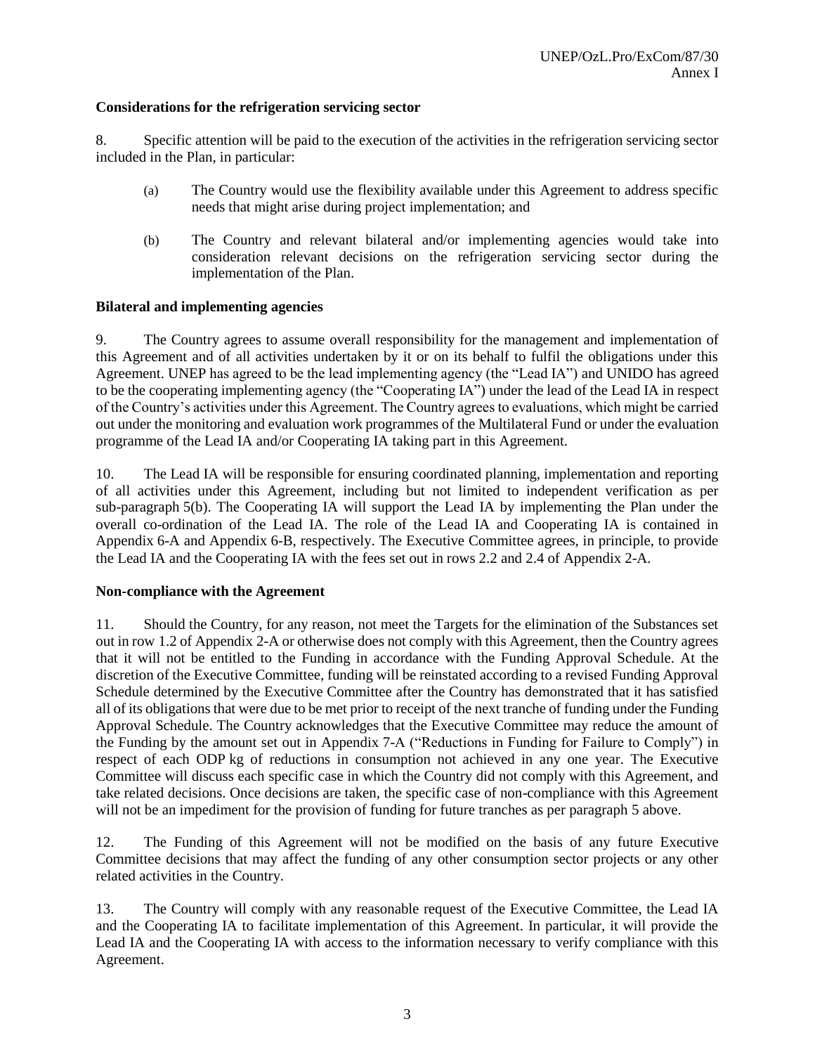**Considerations for the refrigeration servicing sector**

8. Specific attention will be paid to the execution of the activities in the refrigeration servicing sector included in the Plan, in particular:

(a) The Country would use the flexibility available under this Agreement to address specific needs that might arise during project implementation; and

(b) The Country and relevant bilateral and/or implementing agencies would take into consideration relevant decisions on the refrigeration servicing sector during the implementation of the Plan.

**Bilateral and implementing agencies**

9. The Country agrees to assume overall responsibility for the management and implementation of this Agreement and of all activities undertaken by it or on its behalf to fulfil the obligations under this Agreement. UNEP has agreed to be the lead implementing agency (the "Lead IA") and UNIDO has agreed to be the cooperating implementing agency (the "Cooperating IA") under the lead of the Lead IA in respect of the Country's activities under this Agreement. The Country agrees to evaluations, which might be carried out under the monitoring and evaluation work programmes of the Multilateral Fund or under the evaluation programme of the Lead IA and/or Cooperating IA taking part in this Agreement.

10. The Lead IA will be responsible for ensuring coordinated planning, implementation and reporting of all activities under this Agreement, including but not limited to independent verification as per sub-paragraph 5(b). The Cooperating IA will support the Lead IA by implementing the Plan under the overall co-ordination of the Lead IA. The role of the Lead IA and Cooperating IA is contained in Appendix 6-A and Appendix 6-B, respectively. The Executive Committee agrees, in principle, to provide the Lead IA and the Cooperating IA with the fees set out in rows 2.2 and 2.4 of Appendix 2-A.

**Non-compliance with the Agreement**

11. Should the Country, for any reason, not meet the Targets for the elimination of the Substances set out in row 1.2 of Appendix 2-A or otherwise does not comply with this Agreement, then the Country agrees that it will not be entitled to the Funding in accordance with the Funding Approval Schedule. At the discretion of the Executive Committee, funding will be reinstated according to a revised Funding Approval Schedule determined by the Executive Committee after the Country has demonstrated that it has satisfied all of its obligations that were due to be met prior to receipt of the next tranche of funding under the Funding Approval Schedule. The Country acknowledges that the Executive Committee may reduce the amount of the Funding by the amount set out in Appendix 7-A ("Reductions in Funding for Failure to Comply") in respect of each ODP kg of reductions in consumption not achieved in any one year. The Executive Committee will discuss each specific case in which the Country did not comply with this Agreement, and take related decisions. Once decisions are taken, the specific case of non-compliance with this Agreement will not be an impediment for the provision of funding for future tranches as per paragraph 5 above.

12. The Funding of this Agreement will not be modified on the basis of any future Executive Committee decisions that may affect the funding of any other consumption sector projects or any other related activities in the Country.

13. The Country will comply with any reasonable request of the Executive Committee, the Lead IA and the Cooperating IA to facilitate implementation of this Agreement. In particular, it will provide the Lead IA and the Cooperating IA with access to the information necessary to verify compliance with this Agreement.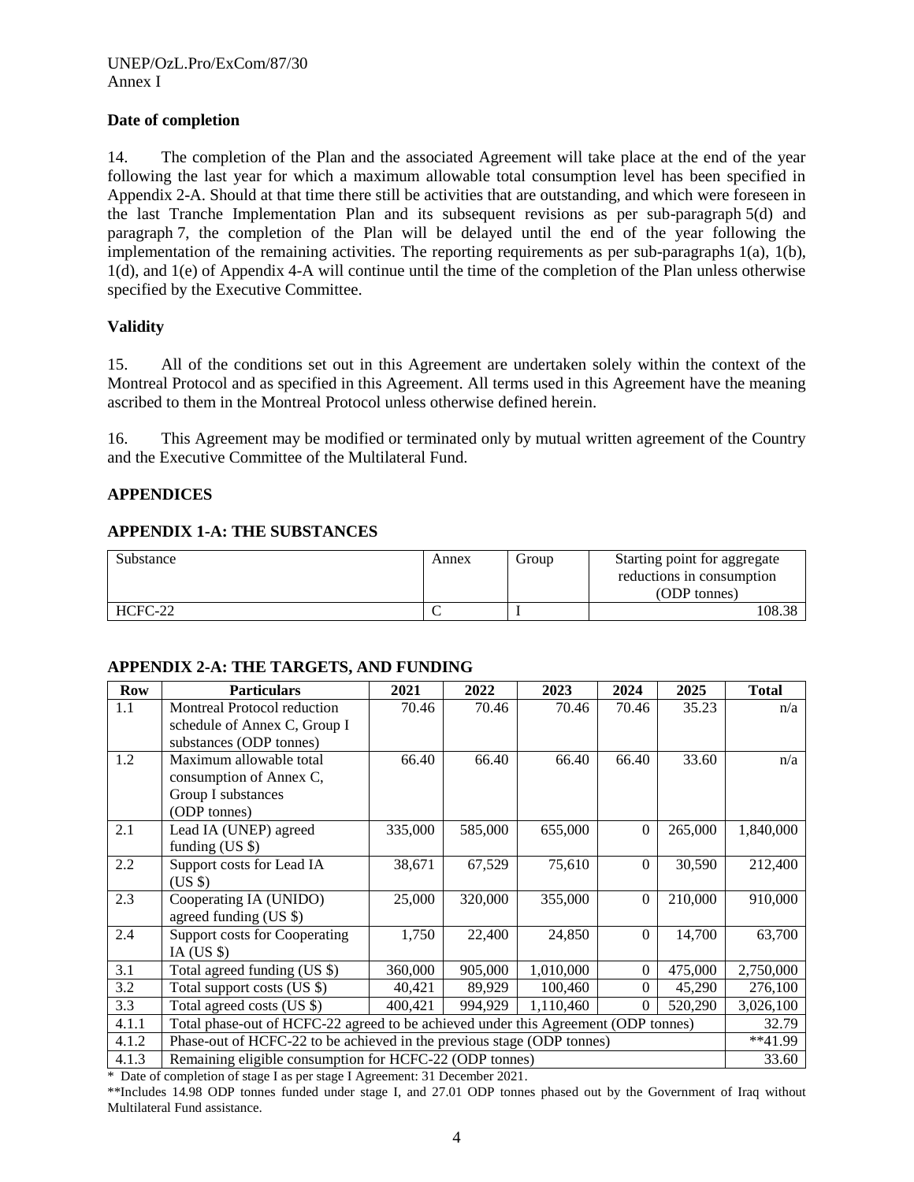### Date of completion

14. The completion of the Plan and the associated Agreement will take place at the end of the year following the last year for which a maximum allowable total consumption level has been specified in Appendix 2-A. Should at that time there still be activities that are outstanding, and which were foreseen in the last Tranche Implementation Plan and its subsequent revisions as per sub-paragraph 5(d) and paragraph 7, the completion of the Plan will be delayed until the end of the year following the implementation of the remaining activities. The reporting requirements as per sub-paragraphs 1(a), 1(b), 1(d), and 1(e) of Appendix 4-A will continue until the time of the completion of the Plan unless otherwise specified by the Executive Committee.

### Validity

15. All of the conditions set out in this Agreement are undertaken solely within the context of the Montreal Protocol and as specified in this Agreement. All terms used in this Agreement have the meaning ascribed to them in the Montreal Protocol unless otherwise defined herein.

16. This Agreement may be modified or terminated only by mutual written agreement of the Country and the Executive Committee of the Multilateral Fund.

## APPENDICES

### APPENDIX 1-A: THE SUBSTANCES

| Substance | Annex | Group | Starting point for aggregate reductions in consumption (ODP tonnes) |
|---|---|---|---|
| HCFC-22 | C | I | 108.38 |

### APPENDIX 2-A: THE TARGETS, AND FUNDING

| Row | Particulars | 2021 | 2022 | 2023 | 2024 | 2025 | Total |
|---|---|---|---|---|---|---|---|
| 1.1 | Montreal Protocol reduction schedule of Annex C, Group I substances (ODP tonnes) | 70.46 | 70.46 | 70.46 | 70.46 | 35.23 | n/a |
| 1.2 | Maximum allowable total consumption of Annex C, Group I substances (ODP tonnes) | 66.40 | 66.40 | 66.40 | 66.40 | 33.60 | n/a |
| 2.1 | Lead IA (UNEP) agreed funding (US $) | 335,000 | 585,000 | 655,000 | 0 | 265,000 | 1,840,000 |
| 2.2 | Support costs for Lead IA (US $) | 38,671 | 67,529 | 75,610 | 0 | 30,590 | 212,400 |
| 2.3 | Cooperating IA (UNIDO) agreed funding (US $) | 25,000 | 320,000 | 355,000 | 0 | 210,000 | 910,000 |
| 2.4 | Support costs for Cooperating IA (US $) | 1,750 | 22,400 | 24,850 | 0 | 14,700 | 63,700 |
| 3.1 | Total agreed funding (US $) | 360,000 | 905,000 | 1,010,000 | 0 | 475,000 | 2,750,000 |
| 3.2 | Total support costs (US $) | 40,421 | 89,929 | 100,460 | 0 | 45,290 | 276,100 |
| 3.3 | Total agreed costs (US $) | 400,421 | 994,929 | 1,110,460 | 0 | 520,290 | 3,026,100 |
| 4.1.1 | Total phase-out of HCFC-22 agreed to be achieved under this Agreement (ODP tonnes) | | | | | | 32.79 |
| 4.1.2 | Phase-out of HCFC-22 to be achieved in the previous stage (ODP tonnes) | | | | | | **41.99 |
| 4.1.3 | Remaining eligible consumption for HCFC-22 (ODP tonnes) | | | | | | 33.60 |

* Date of completion of stage I as per stage I Agreement: 31 December 2021.

**Includes 14.98 ODP tonnes funded under stage I, and 27.01 ODP tonnes phased out by the Government of Iraq without Multilateral Fund assistance.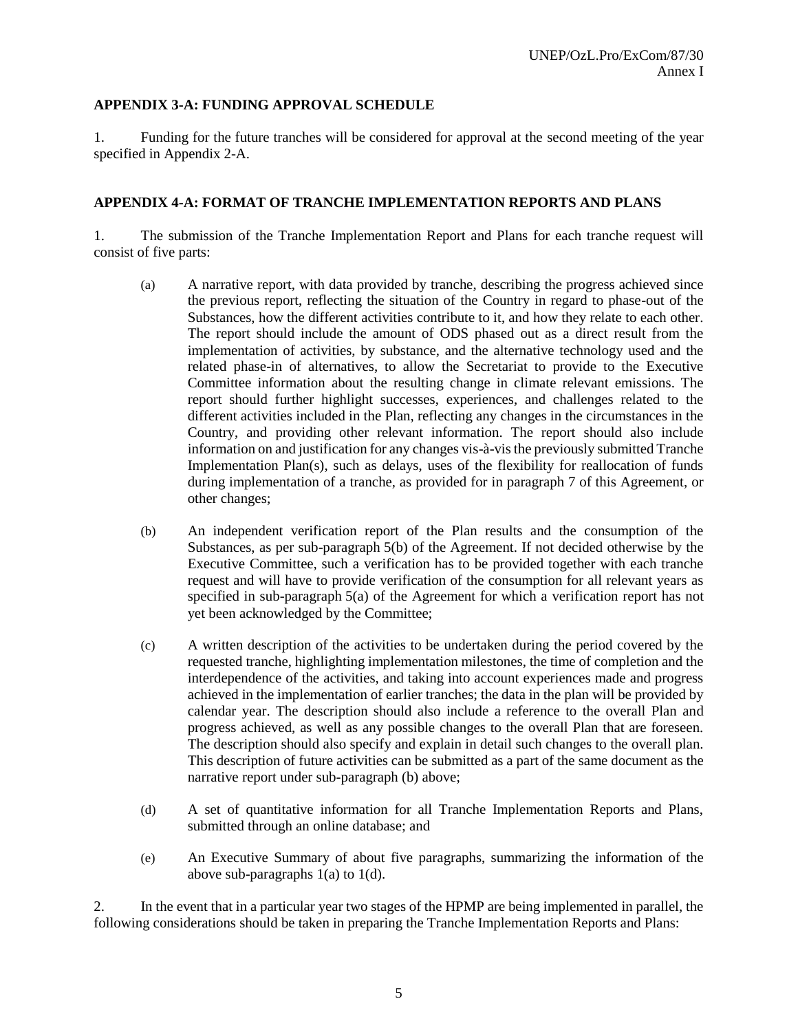## APPENDIX 3-A: FUNDING APPROVAL SCHEDULE

1. Funding for the future tranches will be considered for approval at the second meeting of the year specified in Appendix 2-A.

## APPENDIX 4-A: FORMAT OF TRANCHE IMPLEMENTATION REPORTS AND PLANS

1. The submission of the Tranche Implementation Report and Plans for each tranche request will consist of five parts:

(a) A narrative report, with data provided by tranche, describing the progress achieved since the previous report, reflecting the situation of the Country in regard to phase-out of the Substances, how the different activities contribute to it, and how they relate to each other. The report should include the amount of ODS phased out as a direct result from the implementation of activities, by substance, and the alternative technology used and the related phase-in of alternatives, to allow the Secretariat to provide to the Executive Committee information about the resulting change in climate relevant emissions. The report should further highlight successes, experiences, and challenges related to the different activities included in the Plan, reflecting any changes in the circumstances in the Country, and providing other relevant information. The report should also include information on and justification for any changes vis-à-vis the previously submitted Tranche Implementation Plan(s), such as delays, uses of the flexibility for reallocation of funds during implementation of a tranche, as provided for in paragraph 7 of this Agreement, or other changes;

(b) An independent verification report of the Plan results and the consumption of the Substances, as per sub-paragraph 5(b) of the Agreement. If not decided otherwise by the Executive Committee, such a verification has to be provided together with each tranche request and will have to provide verification of the consumption for all relevant years as specified in sub-paragraph 5(a) of the Agreement for which a verification report has not yet been acknowledged by the Committee;

(c) A written description of the activities to be undertaken during the period covered by the requested tranche, highlighting implementation milestones, the time of completion and the interdependence of the activities, and taking into account experiences made and progress achieved in the implementation of earlier tranches; the data in the plan will be provided by calendar year. The description should also include a reference to the overall Plan and progress achieved, as well as any possible changes to the overall Plan that are foreseen. The description should also specify and explain in detail such changes to the overall plan. This description of future activities can be submitted as a part of the same document as the narrative report under sub-paragraph (b) above;

(d) A set of quantitative information for all Tranche Implementation Reports and Plans, submitted through an online database; and

(e) An Executive Summary of about five paragraphs, summarizing the information of the above sub-paragraphs 1(a) to 1(d).

2. In the event that in a particular year two stages of the HPMP are being implemented in parallel, the following considerations should be taken in preparing the Tranche Implementation Reports and Plans: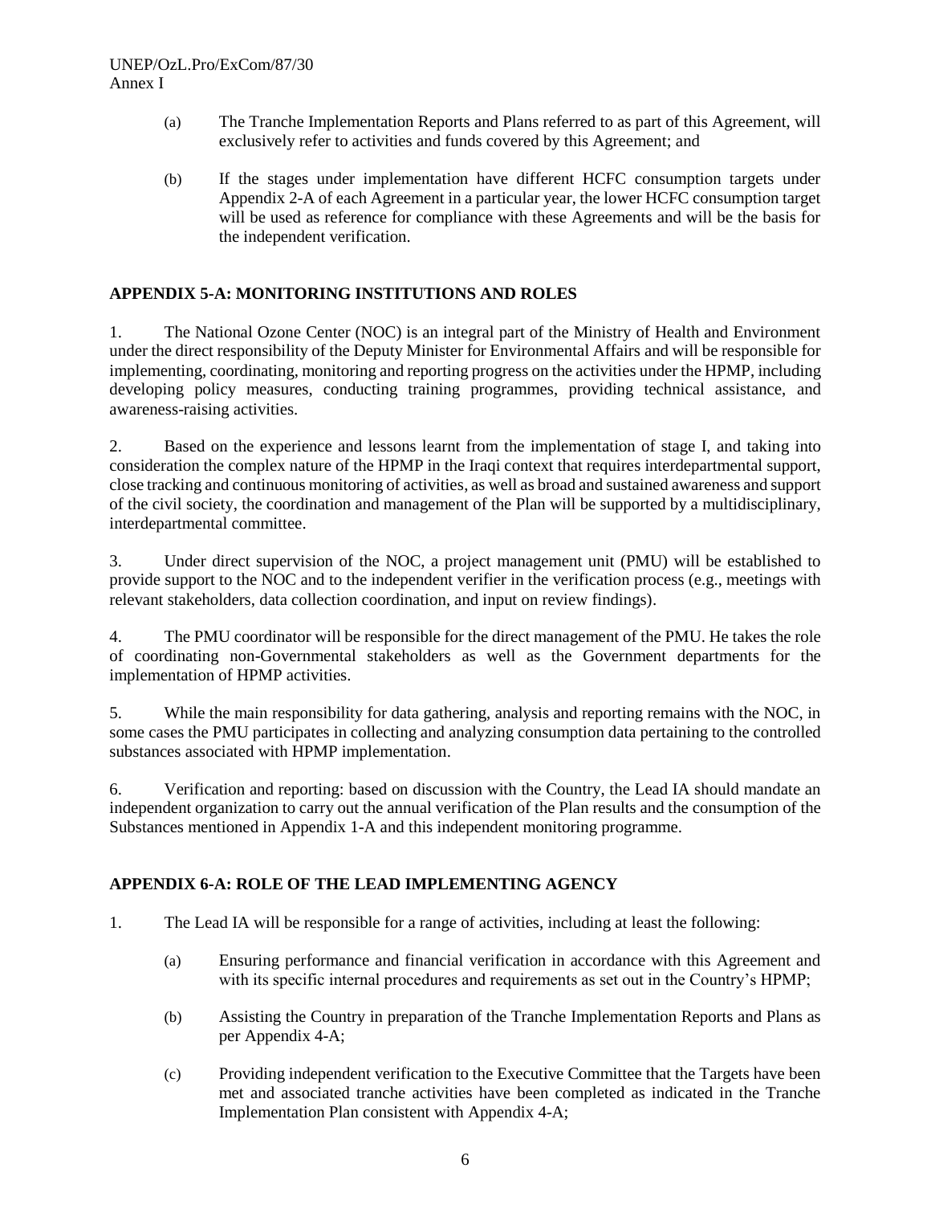(a) The Tranche Implementation Reports and Plans referred to as part of this Agreement, will exclusively refer to activities and funds covered by this Agreement; and

(b) If the stages under implementation have different HCFC consumption targets under Appendix 2-A of each Agreement in a particular year, the lower HCFC consumption target will be used as reference for compliance with these Agreements and will be the basis for the independent verification.

## APPENDIX 5-A: MONITORING INSTITUTIONS AND ROLES

1. The National Ozone Center (NOC) is an integral part of the Ministry of Health and Environment under the direct responsibility of the Deputy Minister for Environmental Affairs and will be responsible for implementing, coordinating, monitoring and reporting progress on the activities under the HPMP, including developing policy measures, conducting training programmes, providing technical assistance, and awareness-raising activities.

2. Based on the experience and lessons learnt from the implementation of stage I, and taking into consideration the complex nature of the HPMP in the Iraqi context that requires interdepartmental support, close tracking and continuous monitoring of activities, as well as broad and sustained awareness and support of the civil society, the coordination and management of the Plan will be supported by a multidisciplinary, interdepartmental committee.

3. Under direct supervision of the NOC, a project management unit (PMU) will be established to provide support to the NOC and to the independent verifier in the verification process (e.g., meetings with relevant stakeholders, data collection coordination, and input on review findings).

4. The PMU coordinator will be responsible for the direct management of the PMU. He takes the role of coordinating non-Governmental stakeholders as well as the Government departments for the implementation of HPMP activities.

5. While the main responsibility for data gathering, analysis and reporting remains with the NOC, in some cases the PMU participates in collecting and analyzing consumption data pertaining to the controlled substances associated with HPMP implementation.

6. Verification and reporting: based on discussion with the Country, the Lead IA should mandate an independent organization to carry out the annual verification of the Plan results and the consumption of the Substances mentioned in Appendix 1-A and this independent monitoring programme.

## APPENDIX 6-A: ROLE OF THE LEAD IMPLEMENTING AGENCY

1. The Lead IA will be responsible for a range of activities, including at least the following:

(a) Ensuring performance and financial verification in accordance with this Agreement and with its specific internal procedures and requirements as set out in the Country's HPMP;

(b) Assisting the Country in preparation of the Tranche Implementation Reports and Plans as per Appendix 4-A;

(c) Providing independent verification to the Executive Committee that the Targets have been met and associated tranche activities have been completed as indicated in the Tranche Implementation Plan consistent with Appendix 4-A;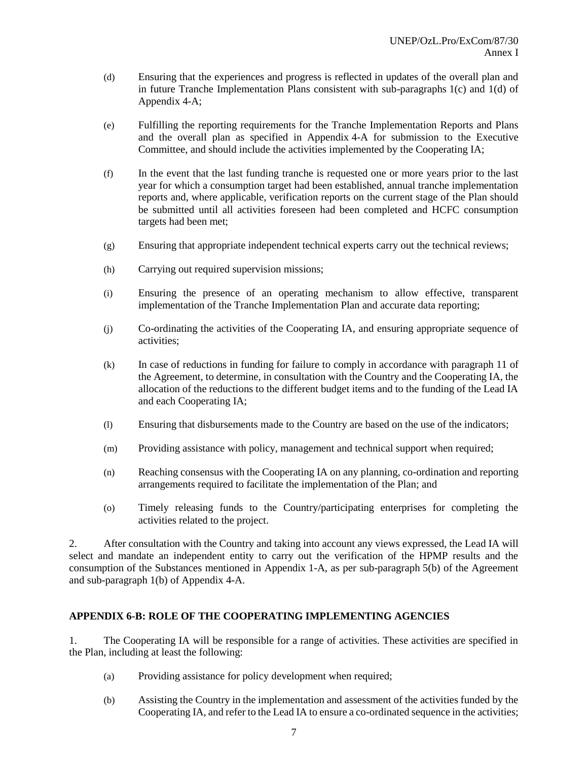(d) Ensuring that the experiences and progress is reflected in updates of the overall plan and in future Tranche Implementation Plans consistent with sub-paragraphs 1(c) and 1(d) of Appendix 4-A;

(e) Fulfilling the reporting requirements for the Tranche Implementation Reports and Plans and the overall plan as specified in Appendix 4-A for submission to the Executive Committee, and should include the activities implemented by the Cooperating IA;

(f) In the event that the last funding tranche is requested one or more years prior to the last year for which a consumption target had been established, annual tranche implementation reports and, where applicable, verification reports on the current stage of the Plan should be submitted until all activities foreseen had been completed and HCFC consumption targets had been met;

(g) Ensuring that appropriate independent technical experts carry out the technical reviews;

(h) Carrying out required supervision missions;

(i) Ensuring the presence of an operating mechanism to allow effective, transparent implementation of the Tranche Implementation Plan and accurate data reporting;

(j) Co-ordinating the activities of the Cooperating IA, and ensuring appropriate sequence of activities;

(k) In case of reductions in funding for failure to comply in accordance with paragraph 11 of the Agreement, to determine, in consultation with the Country and the Cooperating IA, the allocation of the reductions to the different budget items and to the funding of the Lead IA and each Cooperating IA;

(l) Ensuring that disbursements made to the Country are based on the use of the indicators;

(m) Providing assistance with policy, management and technical support when required;

(n) Reaching consensus with the Cooperating IA on any planning, co-ordination and reporting arrangements required to facilitate the implementation of the Plan; and

(o) Timely releasing funds to the Country/participating enterprises for completing the activities related to the project.

2. After consultation with the Country and taking into account any views expressed, the Lead IA will select and mandate an independent entity to carry out the verification of the HPMP results and the consumption of the Substances mentioned in Appendix 1-A, as per sub-paragraph 5(b) of the Agreement and sub-paragraph 1(b) of Appendix 4-A.

**APPENDIX 6-B: ROLE OF THE COOPERATING IMPLEMENTING AGENCIES**

1. The Cooperating IA will be responsible for a range of activities. These activities are specified in the Plan, including at least the following:

(a) Providing assistance for policy development when required;

(b) Assisting the Country in the implementation and assessment of the activities funded by the Cooperating IA, and refer to the Lead IA to ensure a co-ordinated sequence in the activities;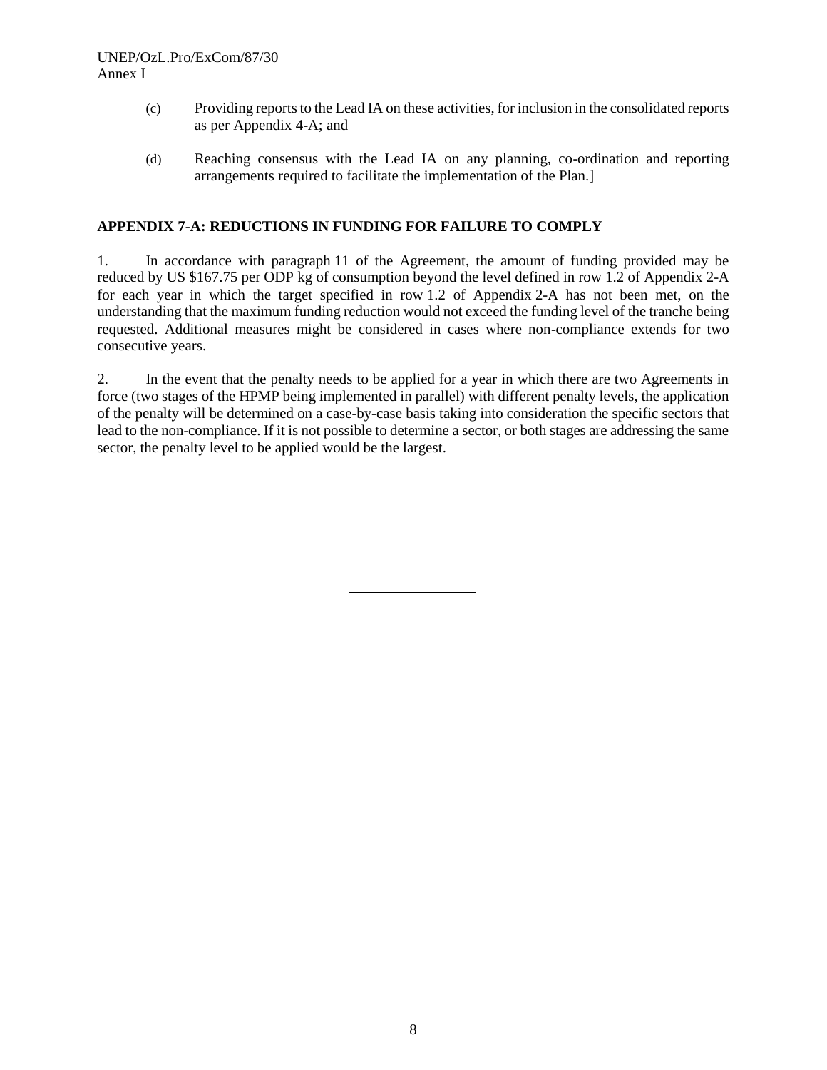(c) Providing reports to the Lead IA on these activities, for inclusion in the consolidated reports as per Appendix 4-A; and

(d) Reaching consensus with the Lead IA on any planning, co-ordination and reporting arrangements required to facilitate the implementation of the Plan.]

**APPENDIX 7-A: REDUCTIONS IN FUNDING FOR FAILURE TO COMPLY**

1. In accordance with paragraph 11 of the Agreement, the amount of funding provided may be reduced by US $167.75 per ODP kg of consumption beyond the level defined in row 1.2 of Appendix 2-A for each year in which the target specified in row 1.2 of Appendix 2-A has not been met, on the understanding that the maximum funding reduction would not exceed the funding level of the tranche being requested. Additional measures might be considered in cases where non-compliance extends for two consecutive years.

2. In the event that the penalty needs to be applied for a year in which there are two Agreements in force (two stages of the HPMP being implemented in parallel) with different penalty levels, the application of the penalty will be determined on a case-by-case basis taking into consideration the specific sectors that lead to the non-compliance. If it is not possible to determine a sector, or both stages are addressing the same sector, the penalty level to be applied would be the largest.